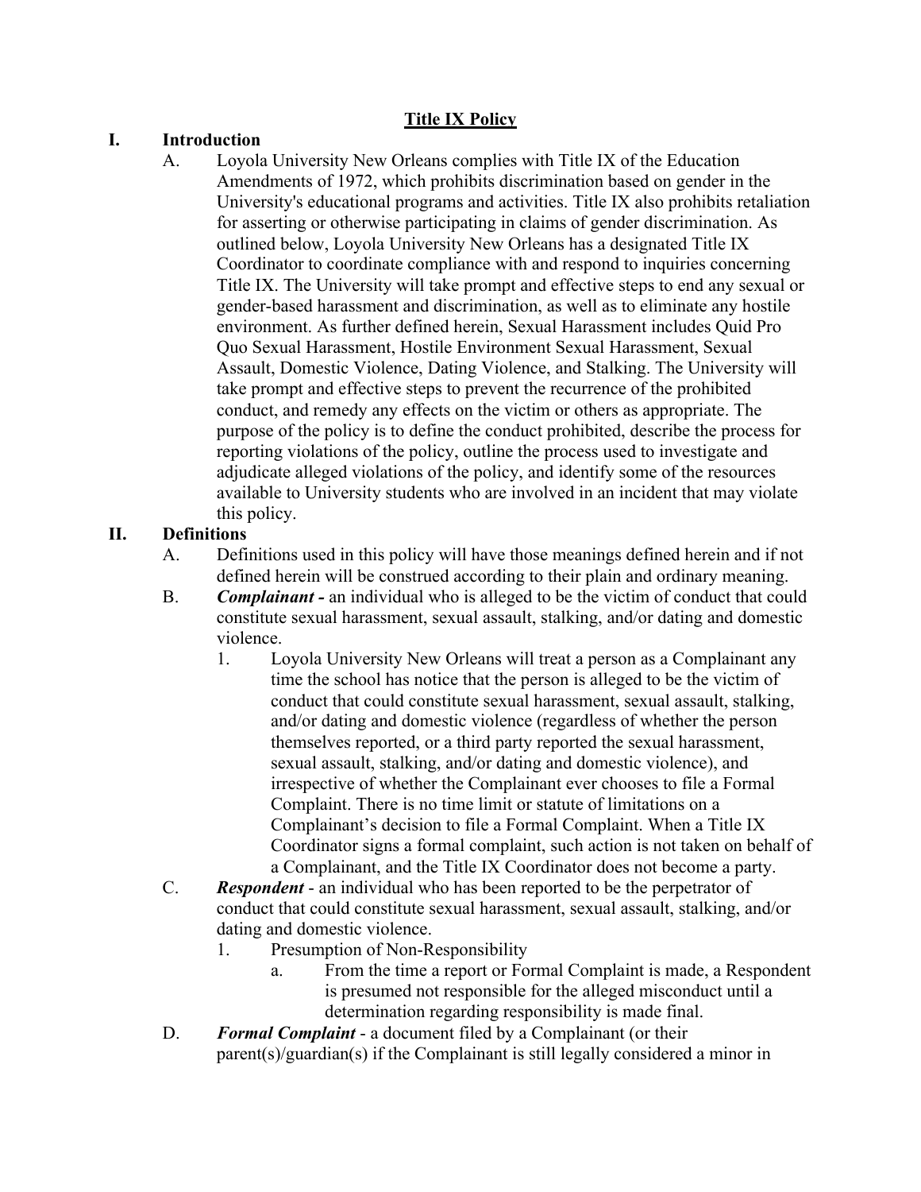# Title IX Policy

## I. Introduction

A. Loyola University New Orleans complies with Title IX of the Education Amendments of 1972, which prohibits discrimination based on gender in the University's educational programs and activities. Title IX also prohibits retaliation for asserting or otherwise participating in claims of gender discrimination. As outlined below, Loyola University New Orleans has a designated Title IX Coordinator to coordinate compliance with and respond to inquiries concerning Title IX. The University will take prompt and effective steps to end any sexual or gender-based harassment and discrimination, as well as to eliminate any hostile environment. As further defined herein, Sexual Harassment includes Quid Pro Quo Sexual Harassment, Hostile Environment Sexual Harassment, Sexual Assault, Domestic Violence, Dating Violence, and Stalking. The University will take prompt and effective steps to prevent the recurrence of the prohibited conduct, and remedy any effects on the victim or others as appropriate. The purpose of the policy is to define the conduct prohibited, describe the process for reporting violations of the policy, outline the process used to investigate and adjudicate alleged violations of the policy, and identify some of the resources available to University students who are involved in an incident that may violate this policy.

## II. Definitions

A. Definitions used in this policy will have those meanings defined herein and if not defined herein will be construed according to their plain and ordinary meaning.

B. ***Complainant -*** an individual who is alleged to be the victim of conduct that could constitute sexual harassment, sexual assault, stalking, and/or dating and domestic violence.

1. Loyola University New Orleans will treat a person as a Complainant any time the school has notice that the person is alleged to be the victim of conduct that could constitute sexual harassment, sexual assault, stalking, and/or dating and domestic violence (regardless of whether the person themselves reported, or a third party reported the sexual harassment, sexual assault, stalking, and/or dating and domestic violence), and irrespective of whether the Complainant ever chooses to file a Formal Complaint. There is no time limit or statute of limitations on a Complainant's decision to file a Formal Complaint. When a Title IX Coordinator signs a formal complaint, such action is not taken on behalf of a Complainant, and the Title IX Coordinator does not become a party.

C. ***Respondent*** - an individual who has been reported to be the perpetrator of conduct that could constitute sexual harassment, sexual assault, stalking, and/or dating and domestic violence.

1. Presumption of Non-Responsibility
   a. From the time a report or Formal Complaint is made, a Respondent is presumed not responsible for the alleged misconduct until a determination regarding responsibility is made final.

D. ***Formal Complaint*** - a document filed by a Complainant (or their parent(s)/guardian(s) if the Complainant is still legally considered a minor in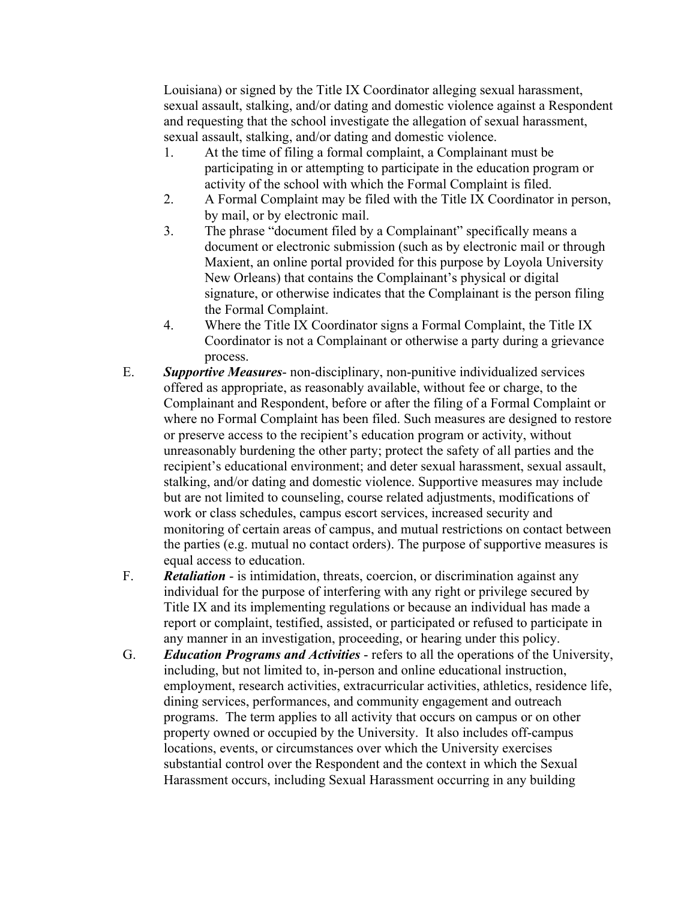Louisiana) or signed by the Title IX Coordinator alleging sexual harassment, sexual assault, stalking, and/or dating and domestic violence against a Respondent and requesting that the school investigate the allegation of sexual harassment, sexual assault, stalking, and/or dating and domestic violence.

1. At the time of filing a formal complaint, a Complainant must be participating in or attempting to participate in the education program or activity of the school with which the Formal Complaint is filed.
2. A Formal Complaint may be filed with the Title IX Coordinator in person, by mail, or by electronic mail.
3. The phrase "document filed by a Complainant" specifically means a document or electronic submission (such as by electronic mail or through Maxient, an online portal provided for this purpose by Loyola University New Orleans) that contains the Complainant's physical or digital signature, or otherwise indicates that the Complainant is the person filing the Formal Complaint.
4. Where the Title IX Coordinator signs a Formal Complaint, the Title IX Coordinator is not a Complainant or otherwise a party during a grievance process.

E. ***Supportive Measures***- non-disciplinary, non-punitive individualized services offered as appropriate, as reasonably available, without fee or charge, to the Complainant and Respondent, before or after the filing of a Formal Complaint or where no Formal Complaint has been filed. Such measures are designed to restore or preserve access to the recipient's education program or activity, without unreasonably burdening the other party; protect the safety of all parties and the recipient's educational environment; and deter sexual harassment, sexual assault, stalking, and/or dating and domestic violence. Supportive measures may include but are not limited to counseling, course related adjustments, modifications of work or class schedules, campus escort services, increased security and monitoring of certain areas of campus, and mutual restrictions on contact between the parties (e.g. mutual no contact orders). The purpose of supportive measures is equal access to education.

F. ***Retaliation*** - is intimidation, threats, coercion, or discrimination against any individual for the purpose of interfering with any right or privilege secured by Title IX and its implementing regulations or because an individual has made a report or complaint, testified, assisted, or participated or refused to participate in any manner in an investigation, proceeding, or hearing under this policy.

G. ***Education Programs and Activities*** - refers to all the operations of the University, including, but not limited to, in-person and online educational instruction, employment, research activities, extracurricular activities, athletics, residence life, dining services, performances, and community engagement and outreach programs. The term applies to all activity that occurs on campus or on other property owned or occupied by the University. It also includes off-campus locations, events, or circumstances over which the University exercises substantial control over the Respondent and the context in which the Sexual Harassment occurs, including Sexual Harassment occurring in any building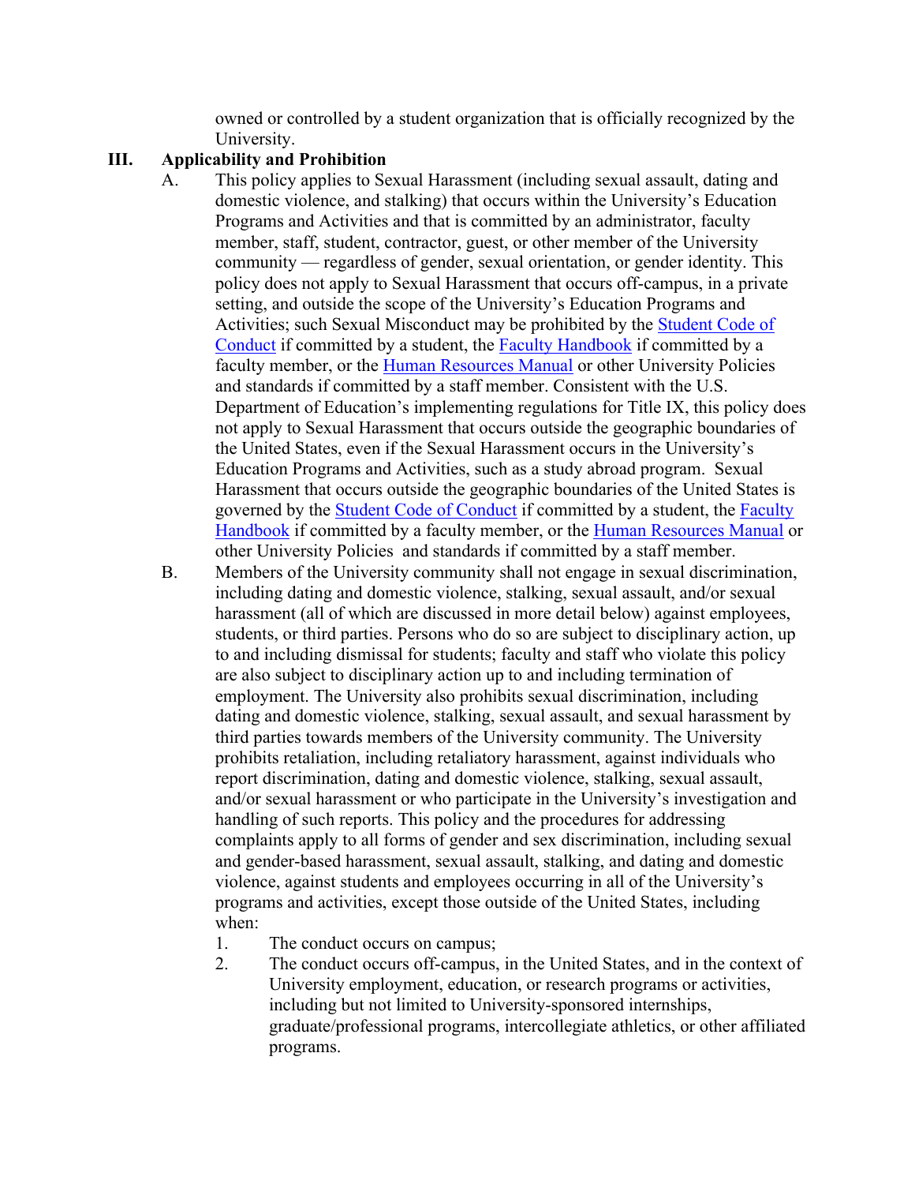owned or controlled by a student organization that is officially recognized by the University.

## III. Applicability and Prohibition

A. This policy applies to Sexual Harassment (including sexual assault, dating and domestic violence, and stalking) that occurs within the University's Education Programs and Activities and that is committed by an administrator, faculty member, staff, student, contractor, guest, or other member of the University community — regardless of gender, sexual orientation, or gender identity. This policy does not apply to Sexual Harassment that occurs off-campus, in a private setting, and outside the scope of the University's Education Programs and Activities; such Sexual Misconduct may be prohibited by the Student Code of Conduct if committed by a student, the Faculty Handbook if committed by a faculty member, or the Human Resources Manual or other University Policies and standards if committed by a staff member. Consistent with the U.S. Department of Education's implementing regulations for Title IX, this policy does not apply to Sexual Harassment that occurs outside the geographic boundaries of the United States, even if the Sexual Harassment occurs in the University's Education Programs and Activities, such as a study abroad program. Sexual Harassment that occurs outside the geographic boundaries of the United States is governed by the Student Code of Conduct if committed by a student, the Faculty Handbook if committed by a faculty member, or the Human Resources Manual or other University Policies and standards if committed by a staff member.

B. Members of the University community shall not engage in sexual discrimination, including dating and domestic violence, stalking, sexual assault, and/or sexual harassment (all of which are discussed in more detail below) against employees, students, or third parties. Persons who do so are subject to disciplinary action, up to and including dismissal for students; faculty and staff who violate this policy are also subject to disciplinary action up to and including termination of employment. The University also prohibits sexual discrimination, including dating and domestic violence, stalking, sexual assault, and sexual harassment by third parties towards members of the University community. The University prohibits retaliation, including retaliatory harassment, against individuals who report discrimination, dating and domestic violence, stalking, sexual assault, and/or sexual harassment or who participate in the University's investigation and handling of such reports. This policy and the procedures for addressing complaints apply to all forms of gender and sex discrimination, including sexual and gender-based harassment, sexual assault, stalking, and dating and domestic violence, against students and employees occurring in all of the University's programs and activities, except those outside of the United States, including when:

1. The conduct occurs on campus;
2. The conduct occurs off-campus, in the United States, and in the context of University employment, education, or research programs or activities, including but not limited to University-sponsored internships, graduate/professional programs, intercollegiate athletics, or other affiliated programs.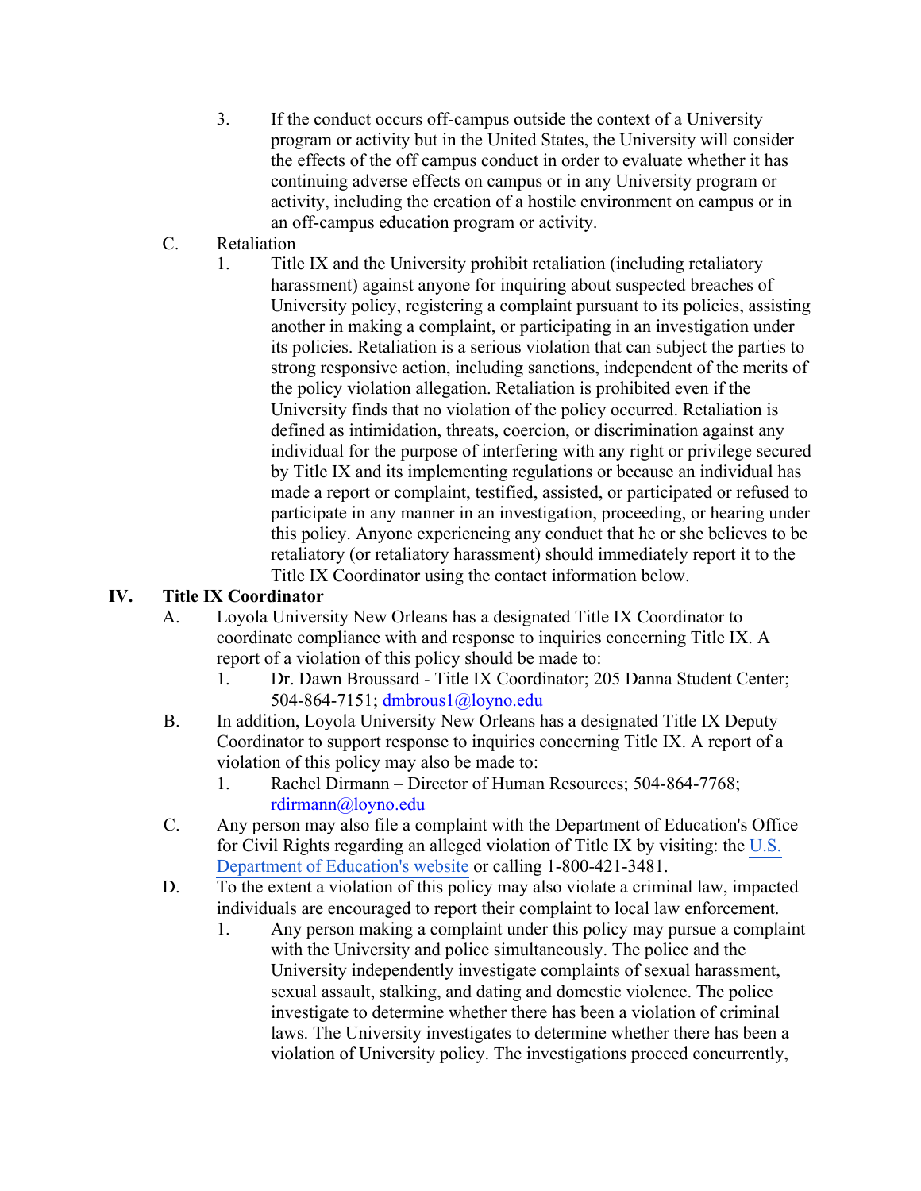3. If the conduct occurs off-campus outside the context of a University program or activity but in the United States, the University will consider the effects of the off campus conduct in order to evaluate whether it has continuing adverse effects on campus or in any University program or activity, including the creation of a hostile environment on campus or in an off-campus education program or activity.

C. Retaliation

1. Title IX and the University prohibit retaliation (including retaliatory harassment) against anyone for inquiring about suspected breaches of University policy, registering a complaint pursuant to its policies, assisting another in making a complaint, or participating in an investigation under its policies. Retaliation is a serious violation that can subject the parties to strong responsive action, including sanctions, independent of the merits of the policy violation allegation. Retaliation is prohibited even if the University finds that no violation of the policy occurred. Retaliation is defined as intimidation, threats, coercion, or discrimination against any individual for the purpose of interfering with any right or privilege secured by Title IX and its implementing regulations or because an individual has made a report or complaint, testified, assisted, or participated or refused to participate in any manner in an investigation, proceeding, or hearing under this policy. Anyone experiencing any conduct that he or she believes to be retaliatory (or retaliatory harassment) should immediately report it to the Title IX Coordinator using the contact information below.

## IV. Title IX Coordinator

A. Loyola University New Orleans has a designated Title IX Coordinator to coordinate compliance with and response to inquiries concerning Title IX. A report of a violation of this policy should be made to:

1. Dr. Dawn Broussard - Title IX Coordinator; 205 Danna Student Center; 504-864-7151; dmbrous1@loyno.edu

B. In addition, Loyola University New Orleans has a designated Title IX Deputy Coordinator to support response to inquiries concerning Title IX. A report of a violation of this policy may also be made to:

1. Rachel Dirmann – Director of Human Resources; 504-864-7768; rdirmann@loyno.edu

C. Any person may also file a complaint with the Department of Education's Office for Civil Rights regarding an alleged violation of Title IX by visiting: the U.S. Department of Education's website or calling 1-800-421-3481.

D. To the extent a violation of this policy may also violate a criminal law, impacted individuals are encouraged to report their complaint to local law enforcement.

1. Any person making a complaint under this policy may pursue a complaint with the University and police simultaneously. The police and the University independently investigate complaints of sexual harassment, sexual assault, stalking, and dating and domestic violence. The police investigate to determine whether there has been a violation of criminal laws. The University investigates to determine whether there has been a violation of University policy. The investigations proceed concurrently,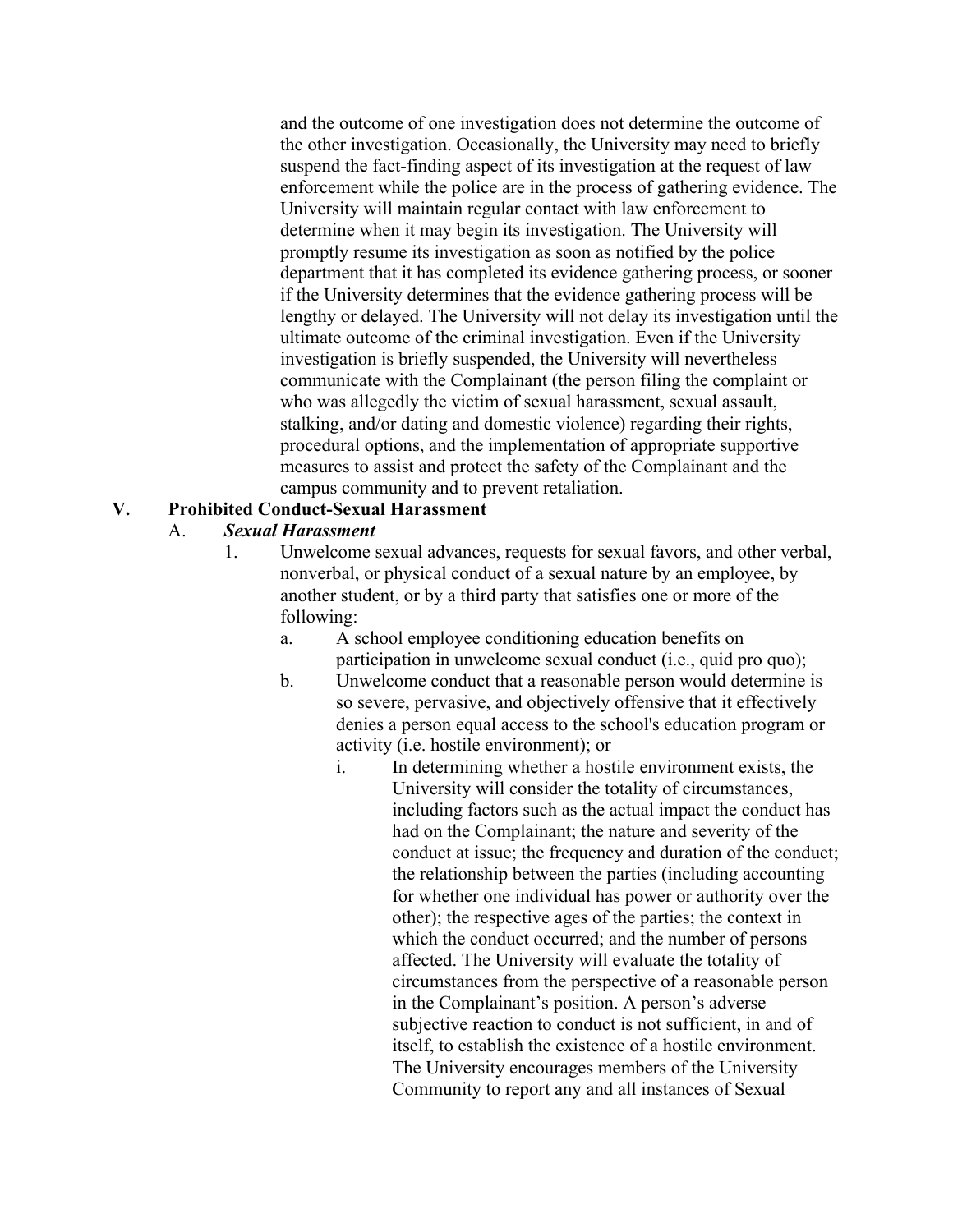and the outcome of one investigation does not determine the outcome of the other investigation. Occasionally, the University may need to briefly suspend the fact-finding aspect of its investigation at the request of law enforcement while the police are in the process of gathering evidence. The University will maintain regular contact with law enforcement to determine when it may begin its investigation. The University will promptly resume its investigation as soon as notified by the police department that it has completed its evidence gathering process, or sooner if the University determines that the evidence gathering process will be lengthy or delayed. The University will not delay its investigation until the ultimate outcome of the criminal investigation. Even if the University investigation is briefly suspended, the University will nevertheless communicate with the Complainant (the person filing the complaint or who was allegedly the victim of sexual harassment, sexual assault, stalking, and/or dating and domestic violence) regarding their rights, procedural options, and the implementation of appropriate supportive measures to assist and protect the safety of the Complainant and the campus community and to prevent retaliation.

## V. Prohibited Conduct-Sexual Harassment

### A. ***Sexual Harassment***

1. Unwelcome sexual advances, requests for sexual favors, and other verbal, nonverbal, or physical conduct of a sexual nature by an employee, by another student, or by a third party that satisfies one or more of the following:
   a. A school employee conditioning education benefits on participation in unwelcome sexual conduct (i.e., quid pro quo);
   b. Unwelcome conduct that a reasonable person would determine is so severe, pervasive, and objectively offensive that it effectively denies a person equal access to the school's education program or activity (i.e. hostile environment); or
      i. In determining whether a hostile environment exists, the University will consider the totality of circumstances, including factors such as the actual impact the conduct has had on the Complainant; the nature and severity of the conduct at issue; the frequency and duration of the conduct; the relationship between the parties (including accounting for whether one individual has power or authority over the other); the respective ages of the parties; the context in which the conduct occurred; and the number of persons affected. The University will evaluate the totality of circumstances from the perspective of a reasonable person in the Complainant's position. A person's adverse subjective reaction to conduct is not sufficient, in and of itself, to establish the existence of a hostile environment. The University encourages members of the University Community to report any and all instances of Sexual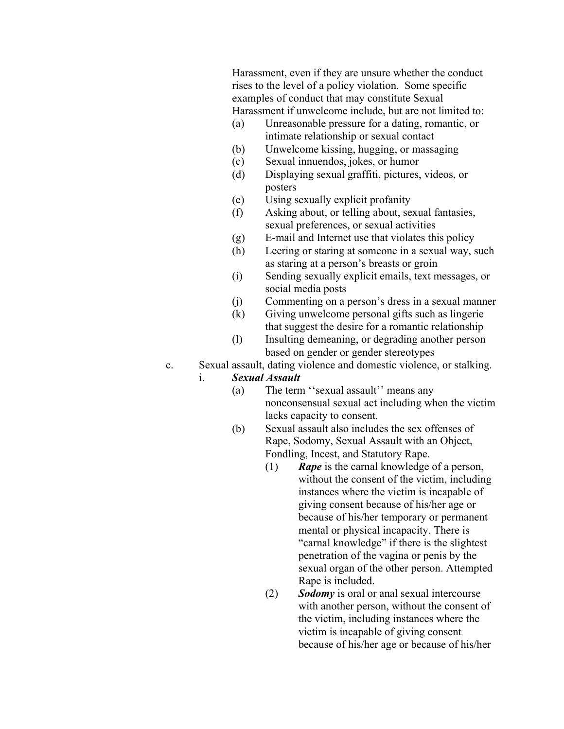Harassment, even if they are unsure whether the conduct rises to the level of a policy violation. Some specific examples of conduct that may constitute Sexual Harassment if unwelcome include, but are not limited to:

(a) Unreasonable pressure for a dating, romantic, or intimate relationship or sexual contact
(b) Unwelcome kissing, hugging, or massaging
(c) Sexual innuendos, jokes, or humor
(d) Displaying sexual graffiti, pictures, videos, or posters
(e) Using sexually explicit profanity
(f) Asking about, or telling about, sexual fantasies, sexual preferences, or sexual activities
(g) E-mail and Internet use that violates this policy
(h) Leering or staring at someone in a sexual way, such as staring at a person's breasts or groin
(i) Sending sexually explicit emails, text messages, or social media posts
(j) Commenting on a person's dress in a sexual manner
(k) Giving unwelcome personal gifts such as lingerie that suggest the desire for a romantic relationship
(l) Insulting demeaning, or degrading another person based on gender or gender stereotypes

c. Sexual assault, dating violence and domestic violence, or stalking.

i. ***Sexual Assault***

(a) The term ''sexual assault'' means any nonconsensual sexual act including when the victim lacks capacity to consent.

(b) Sexual assault also includes the sex offenses of Rape, Sodomy, Sexual Assault with an Object, Fondling, Incest, and Statutory Rape.

(1) ***Rape*** is the carnal knowledge of a person, without the consent of the victim, including instances where the victim is incapable of giving consent because of his/her age or because of his/her temporary or permanent mental or physical incapacity. There is "carnal knowledge" if there is the slightest penetration of the vagina or penis by the sexual organ of the other person. Attempted Rape is included.

(2) ***Sodomy*** is oral or anal sexual intercourse with another person, without the consent of the victim, including instances where the victim is incapable of giving consent because of his/her age or because of his/her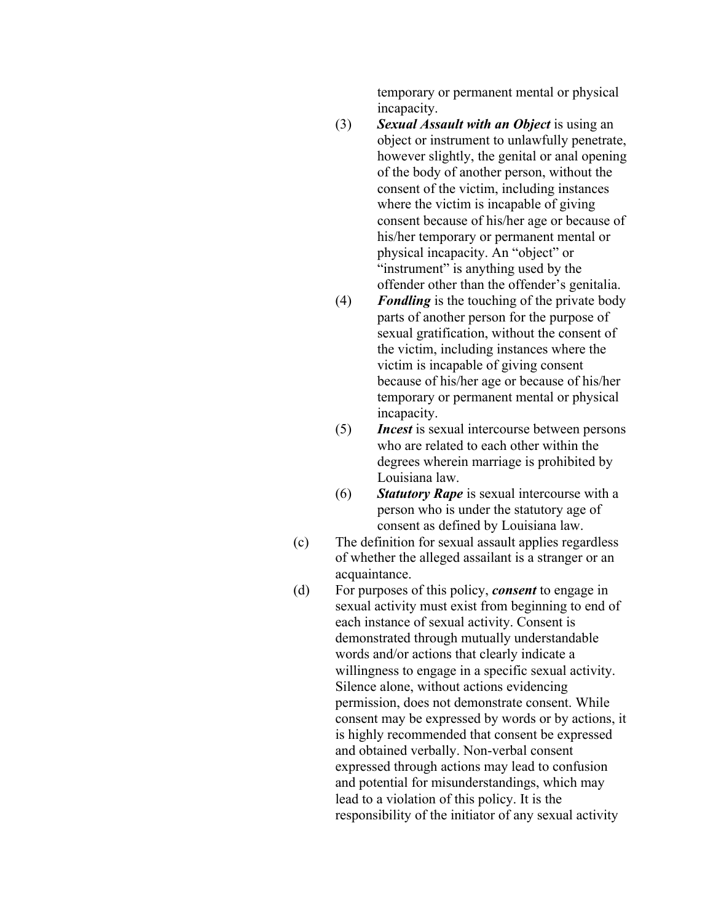temporary or permanent mental or physical incapacity.

(3) ***Sexual Assault with an Object*** is using an object or instrument to unlawfully penetrate, however slightly, the genital or anal opening of the body of another person, without the consent of the victim, including instances where the victim is incapable of giving consent because of his/her age or because of his/her temporary or permanent mental or physical incapacity. An "object" or "instrument" is anything used by the offender other than the offender's genitalia.

(4) ***Fondling*** is the touching of the private body parts of another person for the purpose of sexual gratification, without the consent of the victim, including instances where the victim is incapable of giving consent because of his/her age or because of his/her temporary or permanent mental or physical incapacity.

(5) ***Incest*** is sexual intercourse between persons who are related to each other within the degrees wherein marriage is prohibited by Louisiana law.

(6) ***Statutory Rape*** is sexual intercourse with a person who is under the statutory age of consent as defined by Louisiana law.

(c) The definition for sexual assault applies regardless of whether the alleged assailant is a stranger or an acquaintance.

(d) For purposes of this policy, ***consent*** to engage in sexual activity must exist from beginning to end of each instance of sexual activity. Consent is demonstrated through mutually understandable words and/or actions that clearly indicate a willingness to engage in a specific sexual activity. Silence alone, without actions evidencing permission, does not demonstrate consent. While consent may be expressed by words or by actions, it is highly recommended that consent be expressed and obtained verbally. Non-verbal consent expressed through actions may lead to confusion and potential for misunderstandings, which may lead to a violation of this policy. It is the responsibility of the initiator of any sexual activity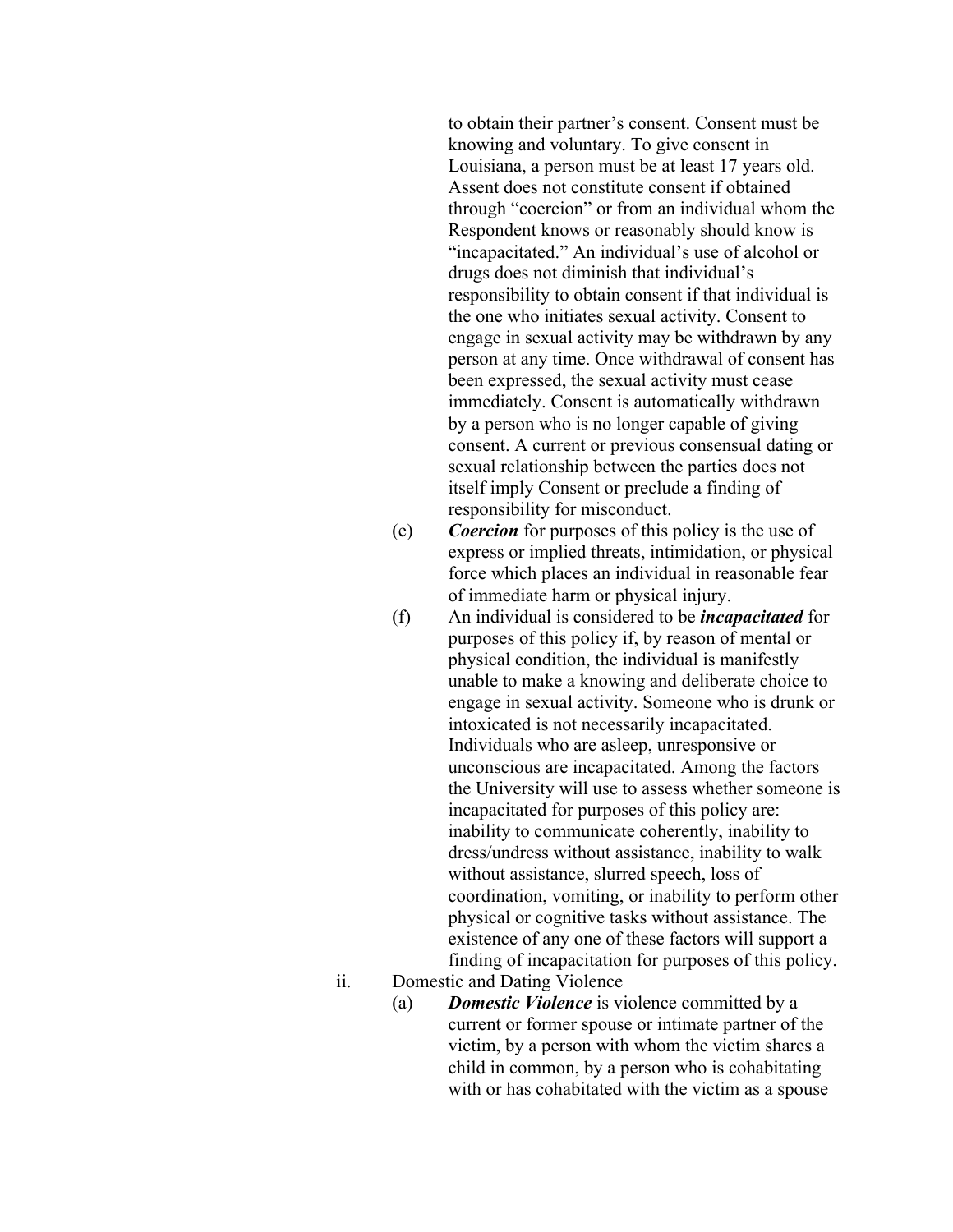to obtain their partner's consent. Consent must be knowing and voluntary. To give consent in Louisiana, a person must be at least 17 years old. Assent does not constitute consent if obtained through "coercion" or from an individual whom the Respondent knows or reasonably should know is "incapacitated." An individual's use of alcohol or drugs does not diminish that individual's responsibility to obtain consent if that individual is the one who initiates sexual activity. Consent to engage in sexual activity may be withdrawn by any person at any time. Once withdrawal of consent has been expressed, the sexual activity must cease immediately. Consent is automatically withdrawn by a person who is no longer capable of giving consent. A current or previous consensual dating or sexual relationship between the parties does not itself imply Consent or preclude a finding of responsibility for misconduct.

(e) ***Coercion*** for purposes of this policy is the use of express or implied threats, intimidation, or physical force which places an individual in reasonable fear of immediate harm or physical injury.

(f) An individual is considered to be ***incapacitated*** for purposes of this policy if, by reason of mental or physical condition, the individual is manifestly unable to make a knowing and deliberate choice to engage in sexual activity. Someone who is drunk or intoxicated is not necessarily incapacitated. Individuals who are asleep, unresponsive or unconscious are incapacitated. Among the factors the University will use to assess whether someone is incapacitated for purposes of this policy are: inability to communicate coherently, inability to dress/undress without assistance, inability to walk without assistance, slurred speech, loss of coordination, vomiting, or inability to perform other physical or cognitive tasks without assistance. The existence of any one of these factors will support a finding of incapacitation for purposes of this policy.

ii. Domestic and Dating Violence

(a) ***Domestic Violence*** is violence committed by a current or former spouse or intimate partner of the victim, by a person with whom the victim shares a child in common, by a person who is cohabitating with or has cohabitated with the victim as a spouse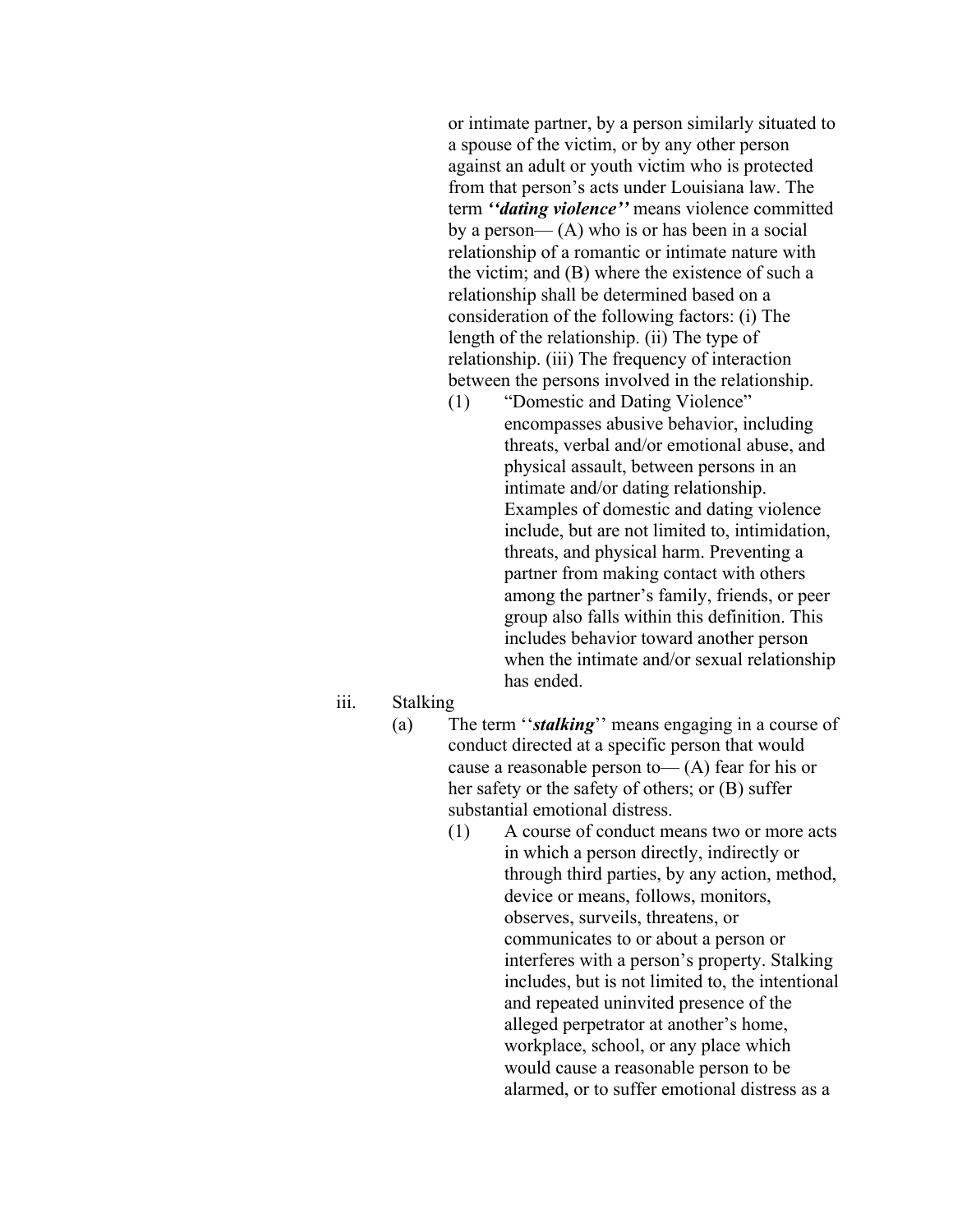or intimate partner, by a person similarly situated to a spouse of the victim, or by any other person against an adult or youth victim who is protected from that person's acts under Louisiana law. The term ***''dating violence''*** means violence committed by a person— (A) who is or has been in a social relationship of a romantic or intimate nature with the victim; and (B) where the existence of such a relationship shall be determined based on a consideration of the following factors: (i) The length of the relationship. (ii) The type of relationship. (iii) The frequency of interaction between the persons involved in the relationship.

(1) "Domestic and Dating Violence" encompasses abusive behavior, including threats, verbal and/or emotional abuse, and physical assault, between persons in an intimate and/or dating relationship. Examples of domestic and dating violence include, but are not limited to, intimidation, threats, and physical harm. Preventing a partner from making contact with others among the partner's family, friends, or peer group also falls within this definition. This includes behavior toward another person when the intimate and/or sexual relationship has ended.

iii. Stalking

(a) The term ''***stalking***'' means engaging in a course of conduct directed at a specific person that would cause a reasonable person to— (A) fear for his or her safety or the safety of others; or (B) suffer substantial emotional distress.

(1) A course of conduct means two or more acts in which a person directly, indirectly or through third parties, by any action, method, device or means, follows, monitors, observes, surveils, threatens, or communicates to or about a person or interferes with a person's property. Stalking includes, but is not limited to, the intentional and repeated uninvited presence of the alleged perpetrator at another's home, workplace, school, or any place which would cause a reasonable person to be alarmed, or to suffer emotional distress as a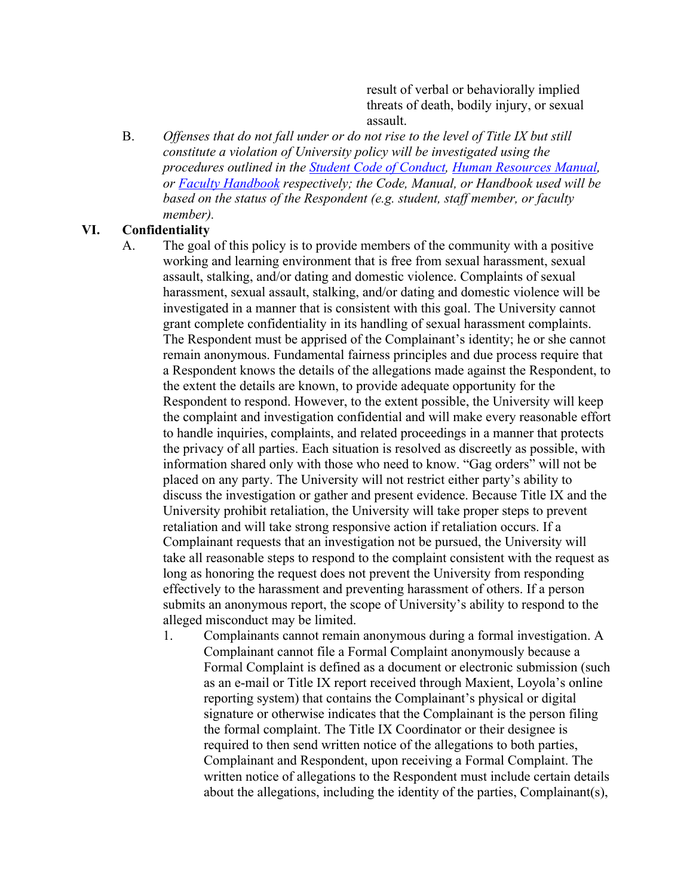result of verbal or behaviorally implied threats of death, bodily injury, or sexual assault.

B. *Offenses that do not fall under or do not rise to the level of Title IX but still constitute a violation of University policy will be investigated using the procedures outlined in the [Student Code of Conduct](), [Human Resources Manual](), or [Faculty Handbook]() respectively; the Code, Manual, or Handbook used will be based on the status of the Respondent (e.g. student, staff member, or faculty member).*

## VI. Confidentiality

A. The goal of this policy is to provide members of the community with a positive working and learning environment that is free from sexual harassment, sexual assault, stalking, and/or dating and domestic violence. Complaints of sexual harassment, sexual assault, stalking, and/or dating and domestic violence will be investigated in a manner that is consistent with this goal. The University cannot grant complete confidentiality in its handling of sexual harassment complaints. The Respondent must be apprised of the Complainant's identity; he or she cannot remain anonymous. Fundamental fairness principles and due process require that a Respondent knows the details of the allegations made against the Respondent, to the extent the details are known, to provide adequate opportunity for the Respondent to respond. However, to the extent possible, the University will keep the complaint and investigation confidential and will make every reasonable effort to handle inquiries, complaints, and related proceedings in a manner that protects the privacy of all parties. Each situation is resolved as discreetly as possible, with information shared only with those who need to know. "Gag orders" will not be placed on any party. The University will not restrict either party's ability to discuss the investigation or gather and present evidence. Because Title IX and the University prohibit retaliation, the University will take proper steps to prevent retaliation and will take strong responsive action if retaliation occurs. If a Complainant requests that an investigation not be pursued, the University will take all reasonable steps to respond to the complaint consistent with the request as long as honoring the request does not prevent the University from responding effectively to the harassment and preventing harassment of others. If a person submits an anonymous report, the scope of University's ability to respond to the alleged misconduct may be limited.

1. Complainants cannot remain anonymous during a formal investigation. A Complainant cannot file a Formal Complaint anonymously because a Formal Complaint is defined as a document or electronic submission (such as an e-mail or Title IX report received through Maxient, Loyola's online reporting system) that contains the Complainant's physical or digital signature or otherwise indicates that the Complainant is the person filing the formal complaint. The Title IX Coordinator or their designee is required to then send written notice of the allegations to both parties, Complainant and Respondent, upon receiving a Formal Complaint. The written notice of allegations to the Respondent must include certain details about the allegations, including the identity of the parties, Complainant(s),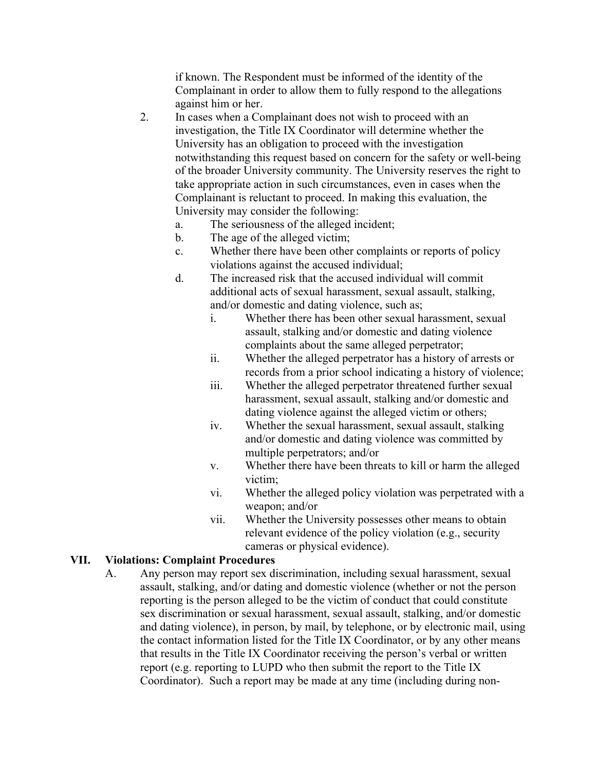if known. The Respondent must be informed of the identity of the Complainant in order to allow them to fully respond to the allegations against him or her.

2. In cases when a Complainant does not wish to proceed with an investigation, the Title IX Coordinator will determine whether the University has an obligation to proceed with the investigation notwithstanding this request based on concern for the safety or well-being of the broader University community. The University reserves the right to take appropriate action in such circumstances, even in cases when the Complainant is reluctant to proceed. In making this evaluation, the University may consider the following:
   a. The seriousness of the alleged incident;
   b. The age of the alleged victim;
   c. Whether there have been other complaints or reports of policy violations against the accused individual;
   d. The increased risk that the accused individual will commit additional acts of sexual harassment, sexual assault, stalking, and/or domestic and dating violence, such as;
      i. Whether there has been other sexual harassment, sexual assault, stalking and/or domestic and dating violence complaints about the same alleged perpetrator;
      ii. Whether the alleged perpetrator has a history of arrests or records from a prior school indicating a history of violence;
      iii. Whether the alleged perpetrator threatened further sexual harassment, sexual assault, stalking and/or domestic and dating violence against the alleged victim or others;
      iv. Whether the sexual harassment, sexual assault, stalking and/or domestic and dating violence was committed by multiple perpetrators; and/or
      v. Whether there have been threats to kill or harm the alleged victim;
      vi. Whether the alleged policy violation was perpetrated with a weapon; and/or
      vii. Whether the University possesses other means to obtain relevant evidence of the policy violation (e.g., security cameras or physical evidence).

## VII. Violations: Complaint Procedures

A. Any person may report sex discrimination, including sexual harassment, sexual assault, stalking, and/or dating and domestic violence (whether or not the person reporting is the person alleged to be the victim of conduct that could constitute sex discrimination or sexual harassment, sexual assault, stalking, and/or domestic and dating violence), in person, by mail, by telephone, or by electronic mail, using the contact information listed for the Title IX Coordinator, or by any other means that results in the Title IX Coordinator receiving the person's verbal or written report (e.g. reporting to LUPD who then submit the report to the Title IX Coordinator). Such a report may be made at any time (including during non-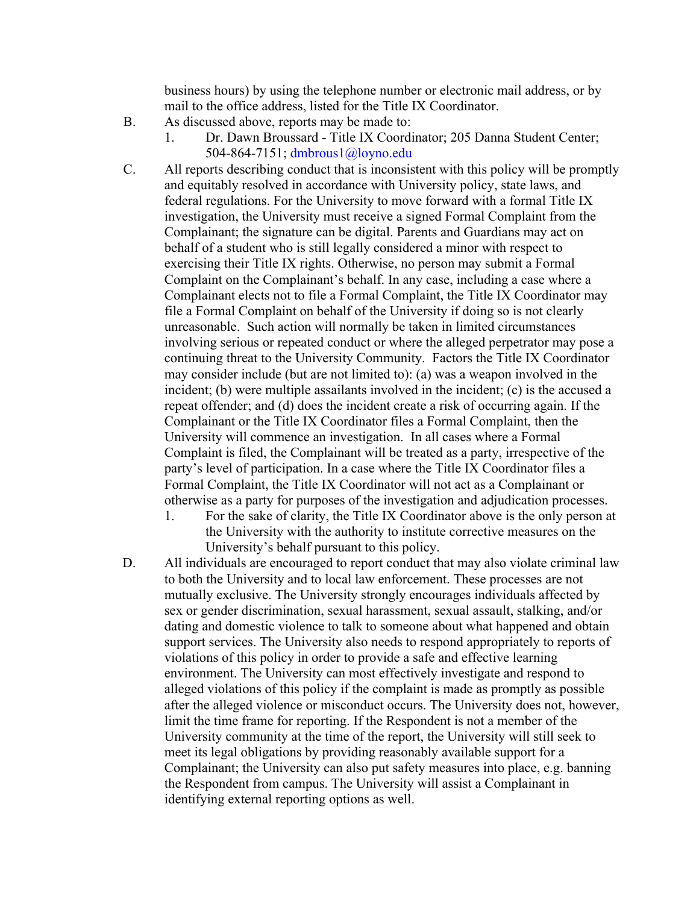business hours) by using the telephone number or electronic mail address, or by mail to the office address, listed for the Title IX Coordinator.

B. As discussed above, reports may be made to:

   1. Dr. Dawn Broussard - Title IX Coordinator; 205 Danna Student Center; 504-864-7151; dmbrous1@loyno.edu

C. All reports describing conduct that is inconsistent with this policy will be promptly and equitably resolved in accordance with University policy, state laws, and federal regulations. For the University to move forward with a formal Title IX investigation, the University must receive a signed Formal Complaint from the Complainant; the signature can be digital. Parents and Guardians may act on behalf of a student who is still legally considered a minor with respect to exercising their Title IX rights. Otherwise, no person may submit a Formal Complaint on the Complainant's behalf. In any case, including a case where a Complainant elects not to file a Formal Complaint, the Title IX Coordinator may file a Formal Complaint on behalf of the University if doing so is not clearly unreasonable. Such action will normally be taken in limited circumstances involving serious or repeated conduct or where the alleged perpetrator may pose a continuing threat to the University Community. Factors the Title IX Coordinator may consider include (but are not limited to): (a) was a weapon involved in the incident; (b) were multiple assailants involved in the incident; (c) is the accused a repeat offender; and (d) does the incident create a risk of occurring again. If the Complainant or the Title IX Coordinator files a Formal Complaint, then the University will commence an investigation. In all cases where a Formal Complaint is filed, the Complainant will be treated as a party, irrespective of the party's level of participation. In a case where the Title IX Coordinator files a Formal Complaint, the Title IX Coordinator will not act as a Complainant or otherwise as a party for purposes of the investigation and adjudication processes.

   1. For the sake of clarity, the Title IX Coordinator above is the only person at the University with the authority to institute corrective measures on the University's behalf pursuant to this policy.

D. All individuals are encouraged to report conduct that may also violate criminal law to both the University and to local law enforcement. These processes are not mutually exclusive. The University strongly encourages individuals affected by sex or gender discrimination, sexual harassment, sexual assault, stalking, and/or dating and domestic violence to talk to someone about what happened and obtain support services. The University also needs to respond appropriately to reports of violations of this policy in order to provide a safe and effective learning environment. The University can most effectively investigate and respond to alleged violations of this policy if the complaint is made as promptly as possible after the alleged violence or misconduct occurs. The University does not, however, limit the time frame for reporting. If the Respondent is not a member of the University community at the time of the report, the University will still seek to meet its legal obligations by providing reasonably available support for a Complainant; the University can also put safety measures into place, e.g. banning the Respondent from campus. The University will assist a Complainant in identifying external reporting options as well.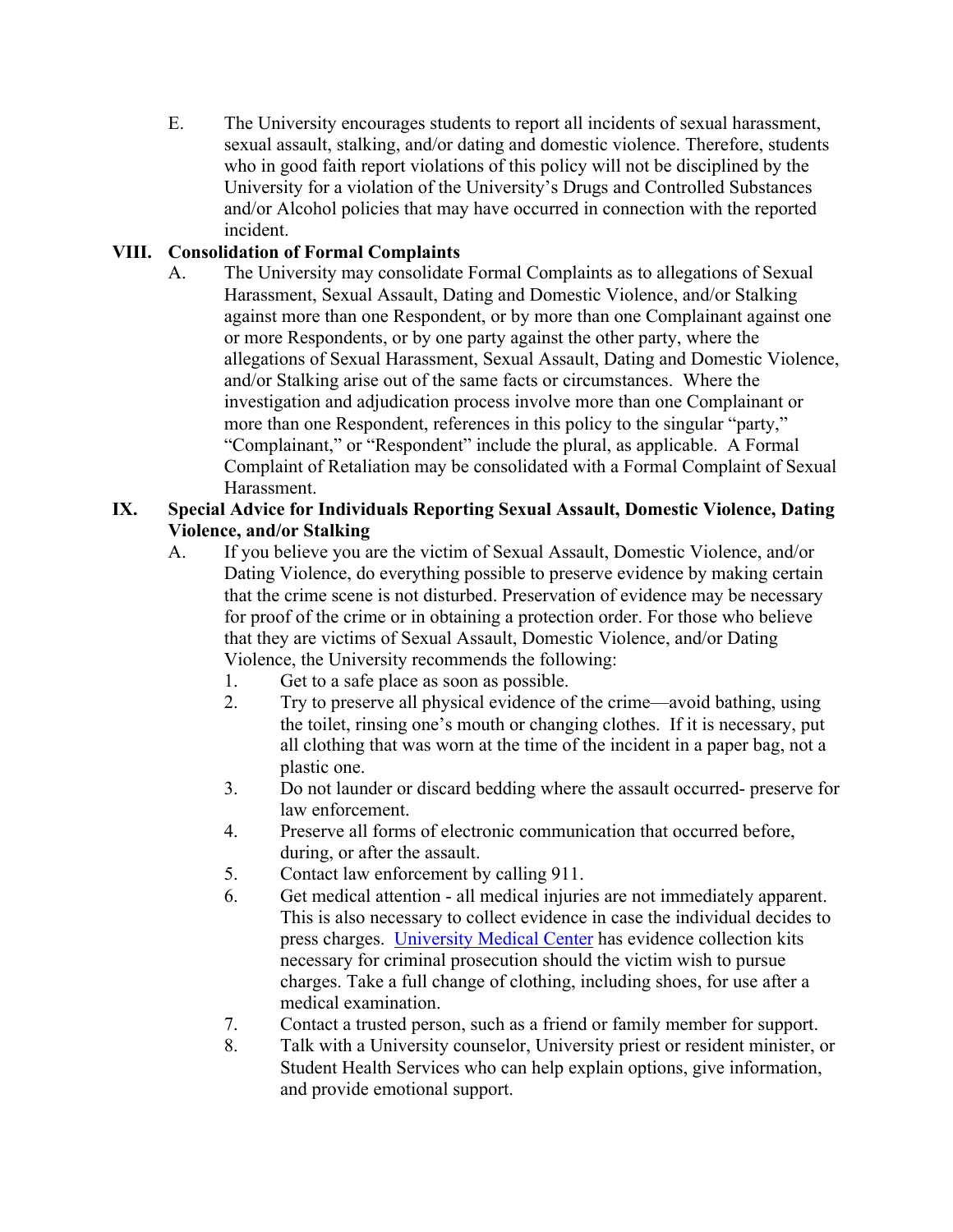E. The University encourages students to report all incidents of sexual harassment, sexual assault, stalking, and/or dating and domestic violence. Therefore, students who in good faith report violations of this policy will not be disciplined by the University for a violation of the University's Drugs and Controlled Substances and/or Alcohol policies that may have occurred in connection with the reported incident.

## VIII. Consolidation of Formal Complaints

A. The University may consolidate Formal Complaints as to allegations of Sexual Harassment, Sexual Assault, Dating and Domestic Violence, and/or Stalking against more than one Respondent, or by more than one Complainant against one or more Respondents, or by one party against the other party, where the allegations of Sexual Harassment, Sexual Assault, Dating and Domestic Violence, and/or Stalking arise out of the same facts or circumstances. Where the investigation and adjudication process involve more than one Complainant or more than one Respondent, references in this policy to the singular "party," "Complainant," or "Respondent" include the plural, as applicable. A Formal Complaint of Retaliation may be consolidated with a Formal Complaint of Sexual Harassment.

## IX. Special Advice for Individuals Reporting Sexual Assault, Domestic Violence, Dating Violence, and/or Stalking

A. If you believe you are the victim of Sexual Assault, Domestic Violence, and/or Dating Violence, do everything possible to preserve evidence by making certain that the crime scene is not disturbed. Preservation of evidence may be necessary for proof of the crime or in obtaining a protection order. For those who believe that they are victims of Sexual Assault, Domestic Violence, and/or Dating Violence, the University recommends the following:

1. Get to a safe place as soon as possible.
2. Try to preserve all physical evidence of the crime—avoid bathing, using the toilet, rinsing one's mouth or changing clothes. If it is necessary, put all clothing that was worn at the time of the incident in a paper bag, not a plastic one.
3. Do not launder or discard bedding where the assault occurred- preserve for law enforcement.
4. Preserve all forms of electronic communication that occurred before, during, or after the assault.
5. Contact law enforcement by calling 911.
6. Get medical attention - all medical injuries are not immediately apparent. This is also necessary to collect evidence in case the individual decides to press charges. University Medical Center has evidence collection kits necessary for criminal prosecution should the victim wish to pursue charges. Take a full change of clothing, including shoes, for use after a medical examination.
7. Contact a trusted person, such as a friend or family member for support.
8. Talk with a University counselor, University priest or resident minister, or Student Health Services who can help explain options, give information, and provide emotional support.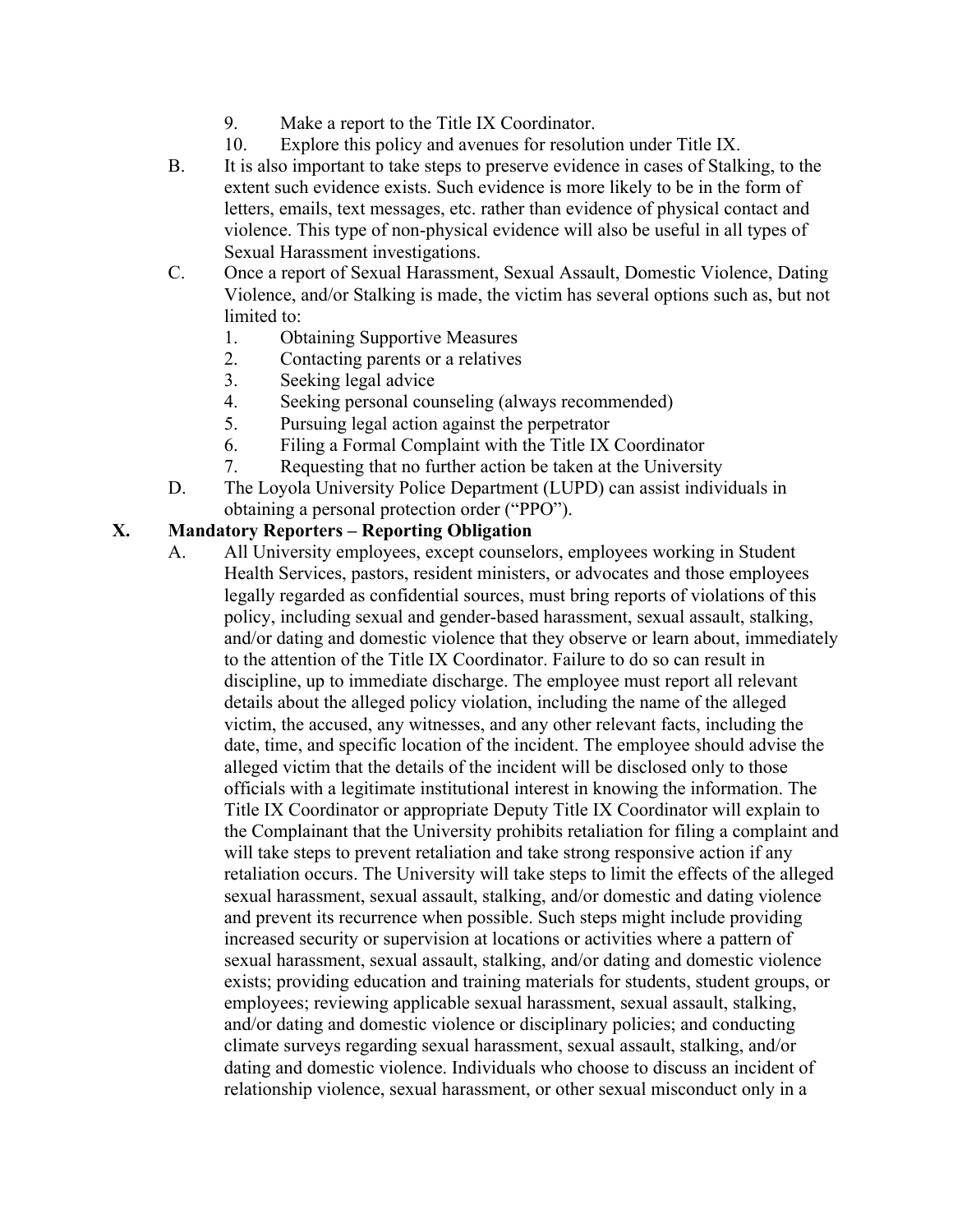9. Make a report to the Title IX Coordinator.
10. Explore this policy and avenues for resolution under Title IX.

B. It is also important to take steps to preserve evidence in cases of Stalking, to the extent such evidence exists. Such evidence is more likely to be in the form of letters, emails, text messages, etc. rather than evidence of physical contact and violence. This type of non-physical evidence will also be useful in all types of Sexual Harassment investigations.

C. Once a report of Sexual Harassment, Sexual Assault, Domestic Violence, Dating Violence, and/or Stalking is made, the victim has several options such as, but not limited to:

1. Obtaining Supportive Measures
2. Contacting parents or a relatives
3. Seeking legal advice
4. Seeking personal counseling (always recommended)
5. Pursuing legal action against the perpetrator
6. Filing a Formal Complaint with the Title IX Coordinator
7. Requesting that no further action be taken at the University

D. The Loyola University Police Department (LUPD) can assist individuals in obtaining a personal protection order ("PPO").

## X. Mandatory Reporters – Reporting Obligation

A. All University employees, except counselors, employees working in Student Health Services, pastors, resident ministers, or advocates and those employees legally regarded as confidential sources, must bring reports of violations of this policy, including sexual and gender-based harassment, sexual assault, stalking, and/or dating and domestic violence that they observe or learn about, immediately to the attention of the Title IX Coordinator. Failure to do so can result in discipline, up to immediate discharge. The employee must report all relevant details about the alleged policy violation, including the name of the alleged victim, the accused, any witnesses, and any other relevant facts, including the date, time, and specific location of the incident. The employee should advise the alleged victim that the details of the incident will be disclosed only to those officials with a legitimate institutional interest in knowing the information. The Title IX Coordinator or appropriate Deputy Title IX Coordinator will explain to the Complainant that the University prohibits retaliation for filing a complaint and will take steps to prevent retaliation and take strong responsive action if any retaliation occurs. The University will take steps to limit the effects of the alleged sexual harassment, sexual assault, stalking, and/or domestic and dating violence and prevent its recurrence when possible. Such steps might include providing increased security or supervision at locations or activities where a pattern of sexual harassment, sexual assault, stalking, and/or dating and domestic violence exists; providing education and training materials for students, student groups, or employees; reviewing applicable sexual harassment, sexual assault, stalking, and/or dating and domestic violence or disciplinary policies; and conducting climate surveys regarding sexual harassment, sexual assault, stalking, and/or dating and domestic violence. Individuals who choose to discuss an incident of relationship violence, sexual harassment, or other sexual misconduct only in a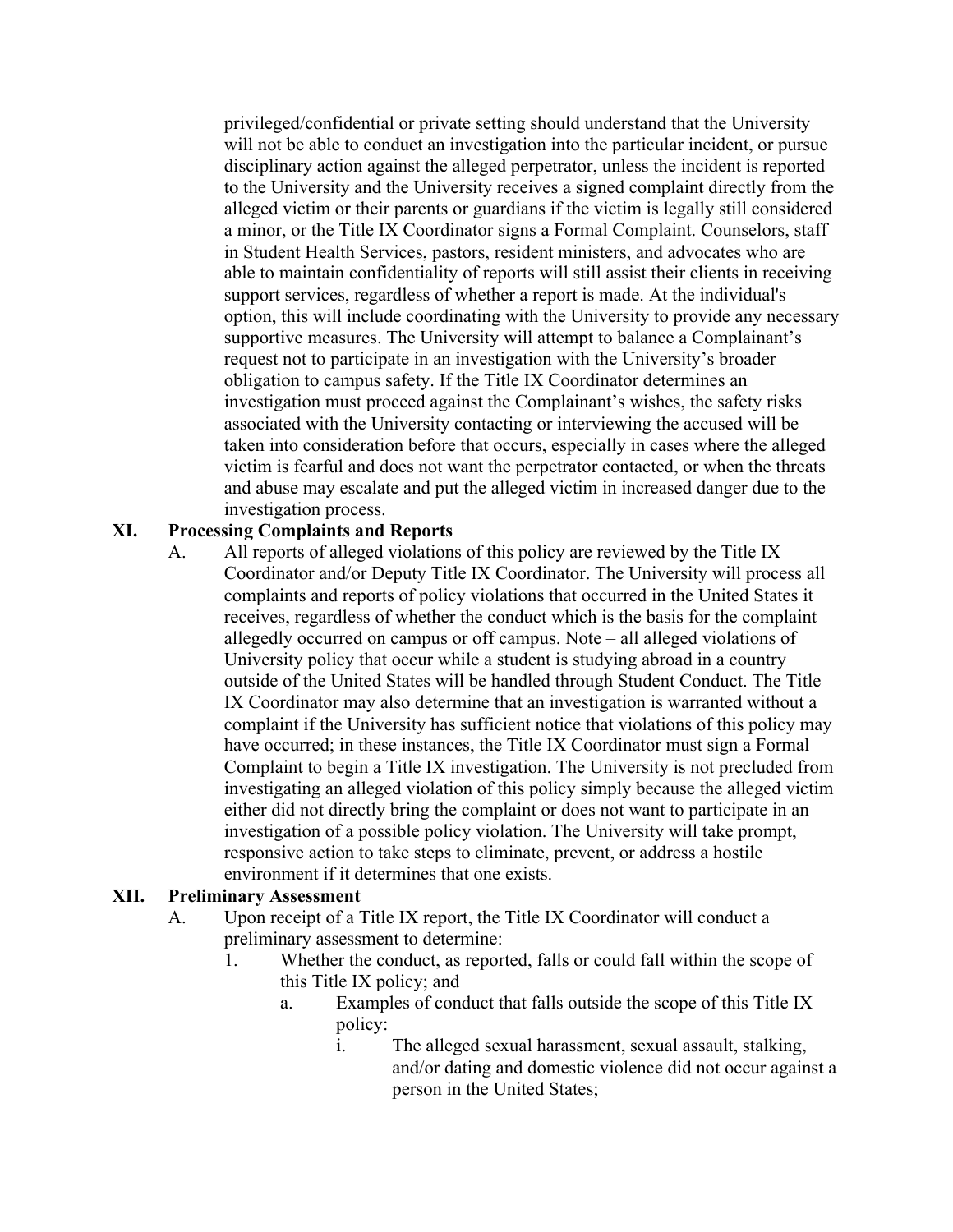privileged/confidential or private setting should understand that the University will not be able to conduct an investigation into the particular incident, or pursue disciplinary action against the alleged perpetrator, unless the incident is reported to the University and the University receives a signed complaint directly from the alleged victim or their parents or guardians if the victim is legally still considered a minor, or the Title IX Coordinator signs a Formal Complaint. Counselors, staff in Student Health Services, pastors, resident ministers, and advocates who are able to maintain confidentiality of reports will still assist their clients in receiving support services, regardless of whether a report is made. At the individual's option, this will include coordinating with the University to provide any necessary supportive measures. The University will attempt to balance a Complainant's request not to participate in an investigation with the University's broader obligation to campus safety. If the Title IX Coordinator determines an investigation must proceed against the Complainant's wishes, the safety risks associated with the University contacting or interviewing the accused will be taken into consideration before that occurs, especially in cases where the alleged victim is fearful and does not want the perpetrator contacted, or when the threats and abuse may escalate and put the alleged victim in increased danger due to the investigation process.

## XI. Processing Complaints and Reports

A. All reports of alleged violations of this policy are reviewed by the Title IX Coordinator and/or Deputy Title IX Coordinator. The University will process all complaints and reports of policy violations that occurred in the United States it receives, regardless of whether the conduct which is the basis for the complaint allegedly occurred on campus or off campus. Note – all alleged violations of University policy that occur while a student is studying abroad in a country outside of the United States will be handled through Student Conduct. The Title IX Coordinator may also determine that an investigation is warranted without a complaint if the University has sufficient notice that violations of this policy may have occurred; in these instances, the Title IX Coordinator must sign a Formal Complaint to begin a Title IX investigation. The University is not precluded from investigating an alleged violation of this policy simply because the alleged victim either did not directly bring the complaint or does not want to participate in an investigation of a possible policy violation. The University will take prompt, responsive action to take steps to eliminate, prevent, or address a hostile environment if it determines that one exists.

## XII. Preliminary Assessment

A. Upon receipt of a Title IX report, the Title IX Coordinator will conduct a preliminary assessment to determine:

1. Whether the conduct, as reported, falls or could fall within the scope of this Title IX policy; and

   a. Examples of conduct that falls outside the scope of this Title IX policy:

      i. The alleged sexual harassment, sexual assault, stalking, and/or dating and domestic violence did not occur against a person in the United States;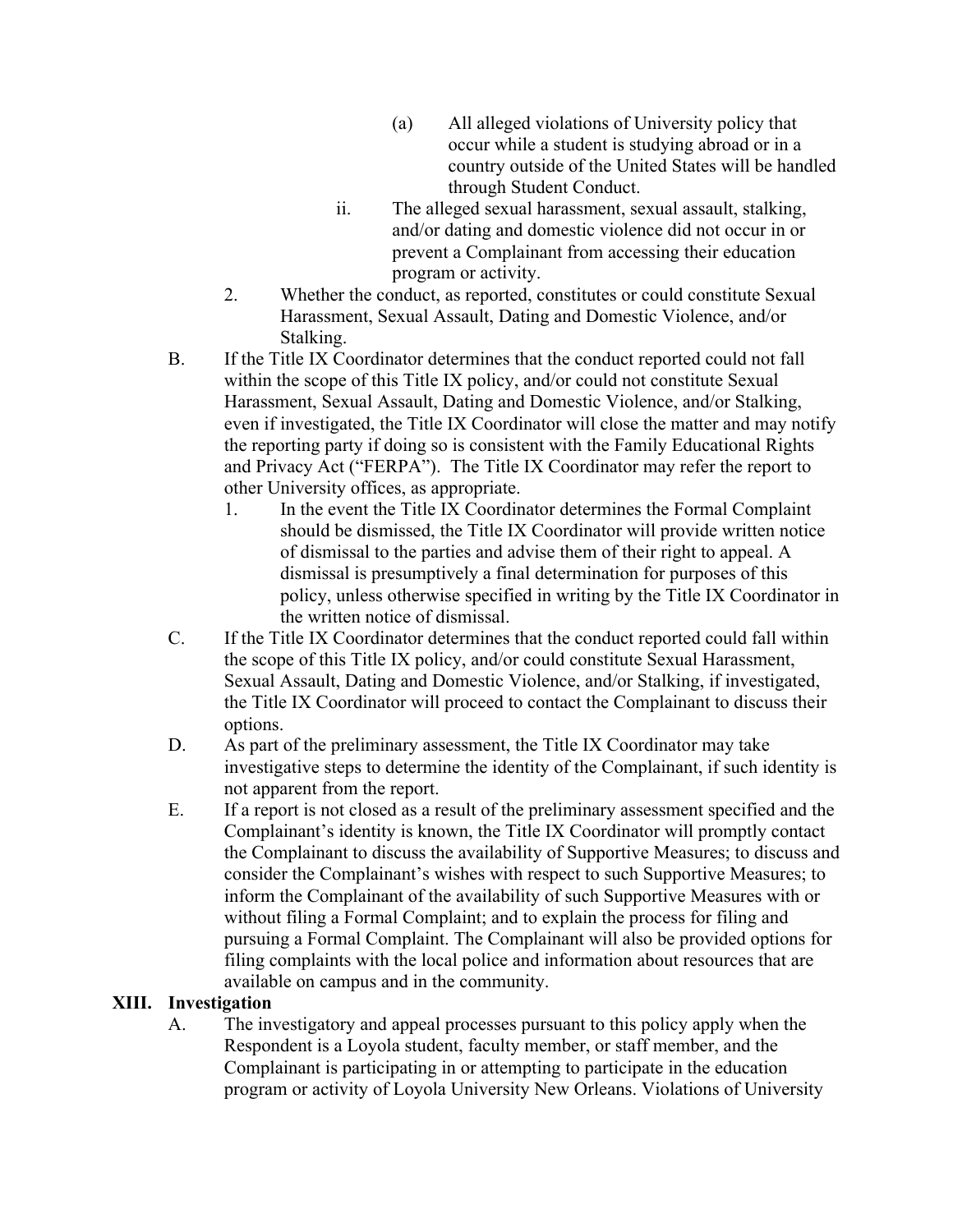(a) All alleged violations of University policy that occur while a student is studying abroad or in a country outside of the United States will be handled through Student Conduct.

ii. The alleged sexual harassment, sexual assault, stalking, and/or dating and domestic violence did not occur in or prevent a Complainant from accessing their education program or activity.

2. Whether the conduct, as reported, constitutes or could constitute Sexual Harassment, Sexual Assault, Dating and Domestic Violence, and/or Stalking.

B. If the Title IX Coordinator determines that the conduct reported could not fall within the scope of this Title IX policy, and/or could not constitute Sexual Harassment, Sexual Assault, Dating and Domestic Violence, and/or Stalking, even if investigated, the Title IX Coordinator will close the matter and may notify the reporting party if doing so is consistent with the Family Educational Rights and Privacy Act ("FERPA"). The Title IX Coordinator may refer the report to other University offices, as appropriate.

1. In the event the Title IX Coordinator determines the Formal Complaint should be dismissed, the Title IX Coordinator will provide written notice of dismissal to the parties and advise them of their right to appeal. A dismissal is presumptively a final determination for purposes of this policy, unless otherwise specified in writing by the Title IX Coordinator in the written notice of dismissal.

C. If the Title IX Coordinator determines that the conduct reported could fall within the scope of this Title IX policy, and/or could constitute Sexual Harassment, Sexual Assault, Dating and Domestic Violence, and/or Stalking, if investigated, the Title IX Coordinator will proceed to contact the Complainant to discuss their options.

D. As part of the preliminary assessment, the Title IX Coordinator may take investigative steps to determine the identity of the Complainant, if such identity is not apparent from the report.

E. If a report is not closed as a result of the preliminary assessment specified and the Complainant's identity is known, the Title IX Coordinator will promptly contact the Complainant to discuss the availability of Supportive Measures; to discuss and consider the Complainant's wishes with respect to such Supportive Measures; to inform the Complainant of the availability of such Supportive Measures with or without filing a Formal Complaint; and to explain the process for filing and pursuing a Formal Complaint. The Complainant will also be provided options for filing complaints with the local police and information about resources that are available on campus and in the community.

## XIII. Investigation

A. The investigatory and appeal processes pursuant to this policy apply when the Respondent is a Loyola student, faculty member, or staff member, and the Complainant is participating in or attempting to participate in the education program or activity of Loyola University New Orleans. Violations of University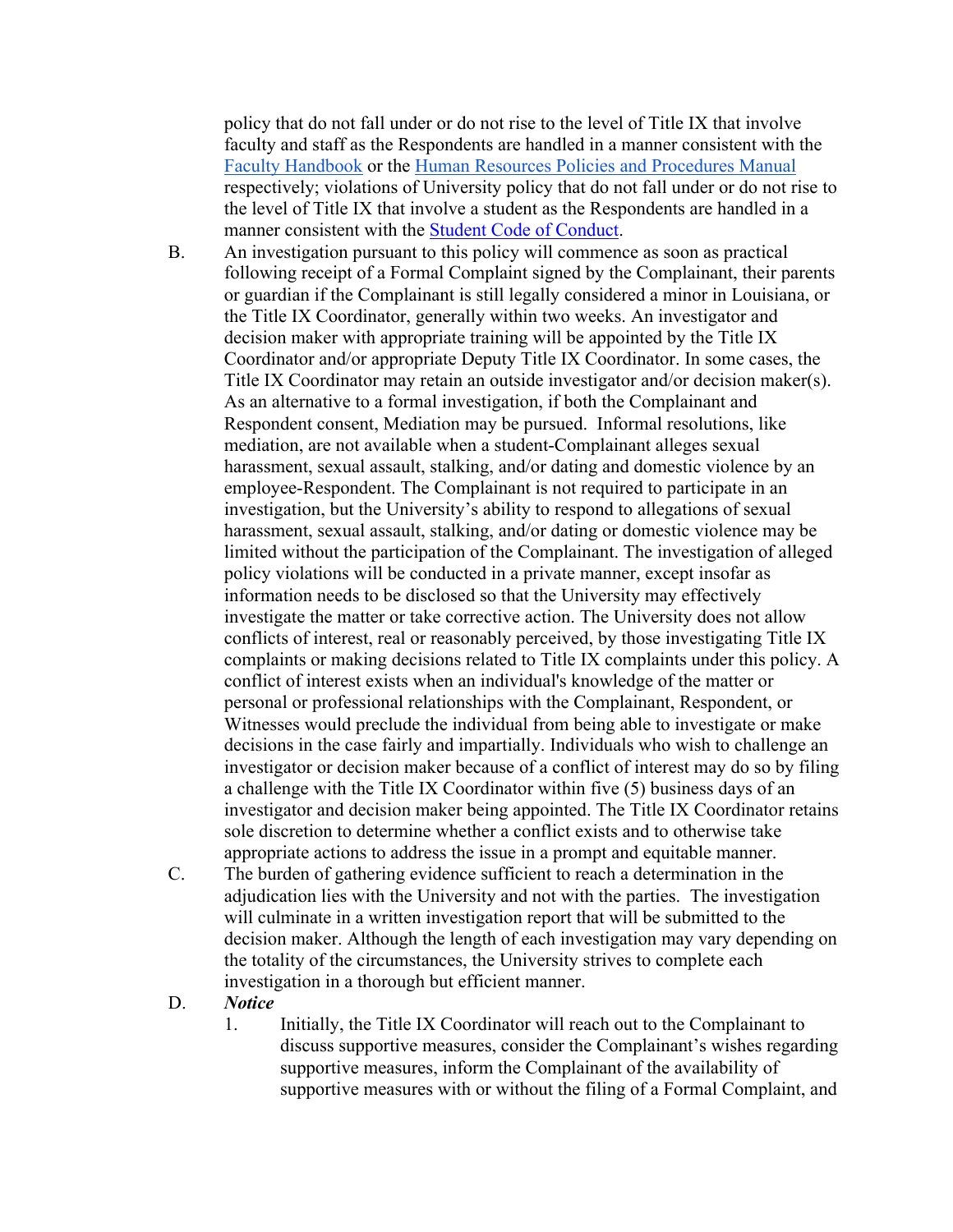policy that do not fall under or do not rise to the level of Title IX that involve faculty and staff as the Respondents are handled in a manner consistent with the Faculty Handbook or the Human Resources Policies and Procedures Manual respectively; violations of University policy that do not fall under or do not rise to the level of Title IX that involve a student as the Respondents are handled in a manner consistent with the Student Code of Conduct.

B. An investigation pursuant to this policy will commence as soon as practical following receipt of a Formal Complaint signed by the Complainant, their parents or guardian if the Complainant is still legally considered a minor in Louisiana, or the Title IX Coordinator, generally within two weeks. An investigator and decision maker with appropriate training will be appointed by the Title IX Coordinator and/or appropriate Deputy Title IX Coordinator. In some cases, the Title IX Coordinator may retain an outside investigator and/or decision maker(s). As an alternative to a formal investigation, if both the Complainant and Respondent consent, Mediation may be pursued. Informal resolutions, like mediation, are not available when a student-Complainant alleges sexual harassment, sexual assault, stalking, and/or dating and domestic violence by an employee-Respondent. The Complainant is not required to participate in an investigation, but the University's ability to respond to allegations of sexual harassment, sexual assault, stalking, and/or dating or domestic violence may be limited without the participation of the Complainant. The investigation of alleged policy violations will be conducted in a private manner, except insofar as information needs to be disclosed so that the University may effectively investigate the matter or take corrective action. The University does not allow conflicts of interest, real or reasonably perceived, by those investigating Title IX complaints or making decisions related to Title IX complaints under this policy. A conflict of interest exists when an individual's knowledge of the matter or personal or professional relationships with the Complainant, Respondent, or Witnesses would preclude the individual from being able to investigate or make decisions in the case fairly and impartially. Individuals who wish to challenge an investigator or decision maker because of a conflict of interest may do so by filing a challenge with the Title IX Coordinator within five (5) business days of an investigator and decision maker being appointed. The Title IX Coordinator retains sole discretion to determine whether a conflict exists and to otherwise take appropriate actions to address the issue in a prompt and equitable manner.

C. The burden of gathering evidence sufficient to reach a determination in the adjudication lies with the University and not with the parties. The investigation will culminate in a written investigation report that will be submitted to the decision maker. Although the length of each investigation may vary depending on the totality of the circumstances, the University strives to complete each investigation in a thorough but efficient manner.

D. ***Notice***

1. Initially, the Title IX Coordinator will reach out to the Complainant to discuss supportive measures, consider the Complainant's wishes regarding supportive measures, inform the Complainant of the availability of supportive measures with or without the filing of a Formal Complaint, and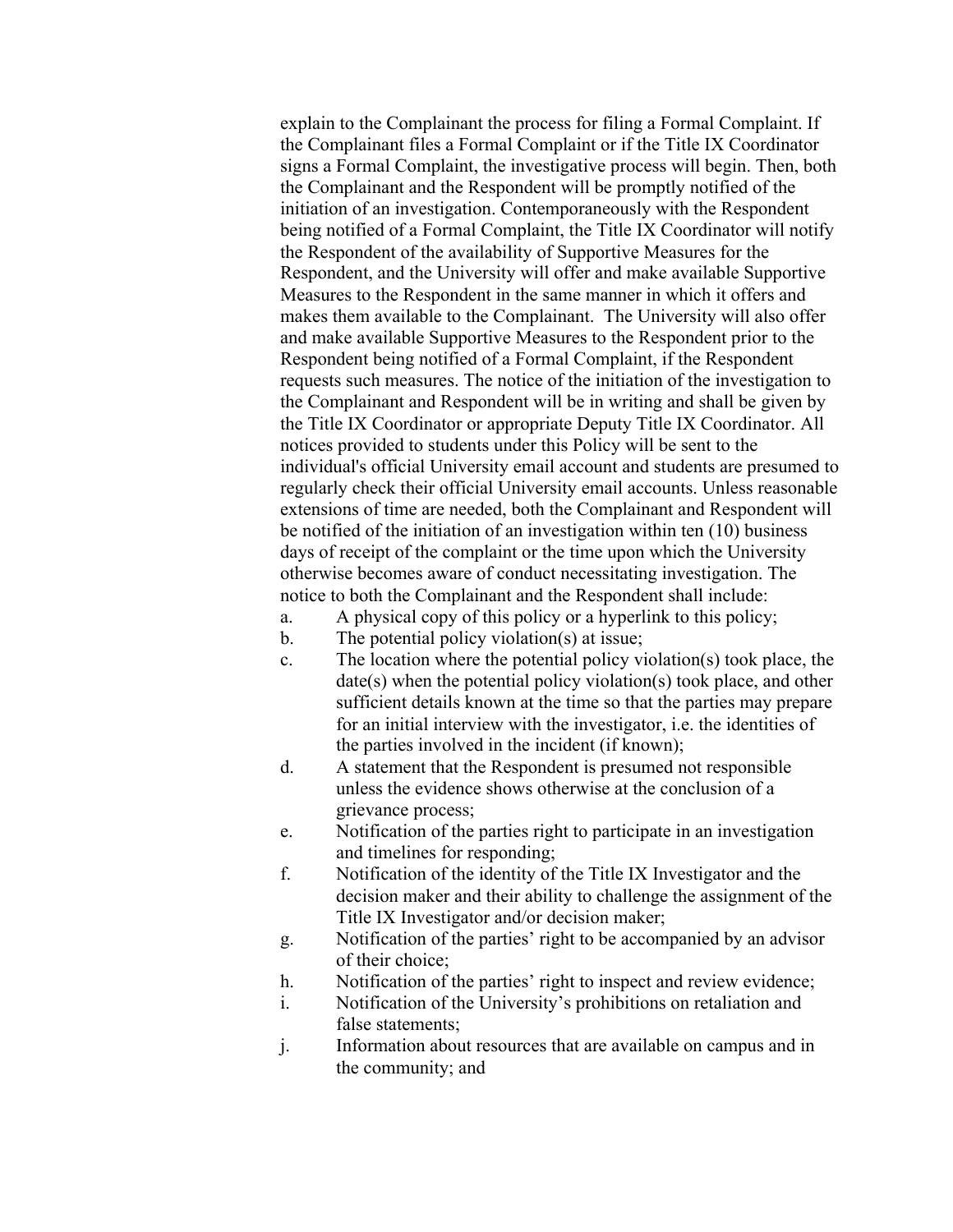explain to the Complainant the process for filing a Formal Complaint. If the Complainant files a Formal Complaint or if the Title IX Coordinator signs a Formal Complaint, the investigative process will begin. Then, both the Complainant and the Respondent will be promptly notified of the initiation of an investigation. Contemporaneously with the Respondent being notified of a Formal Complaint, the Title IX Coordinator will notify the Respondent of the availability of Supportive Measures for the Respondent, and the University will offer and make available Supportive Measures to the Respondent in the same manner in which it offers and makes them available to the Complainant. The University will also offer and make available Supportive Measures to the Respondent prior to the Respondent being notified of a Formal Complaint, if the Respondent requests such measures. The notice of the initiation of the investigation to the Complainant and Respondent will be in writing and shall be given by the Title IX Coordinator or appropriate Deputy Title IX Coordinator. All notices provided to students under this Policy will be sent to the individual's official University email account and students are presumed to regularly check their official University email accounts. Unless reasonable extensions of time are needed, both the Complainant and Respondent will be notified of the initiation of an investigation within ten (10) business days of receipt of the complaint or the time upon which the University otherwise becomes aware of conduct necessitating investigation. The notice to both the Complainant and the Respondent shall include:

a. A physical copy of this policy or a hyperlink to this policy;
b. The potential policy violation(s) at issue;
c. The location where the potential policy violation(s) took place, the date(s) when the potential policy violation(s) took place, and other sufficient details known at the time so that the parties may prepare for an initial interview with the investigator, i.e. the identities of the parties involved in the incident (if known);
d. A statement that the Respondent is presumed not responsible unless the evidence shows otherwise at the conclusion of a grievance process;
e. Notification of the parties right to participate in an investigation and timelines for responding;
f. Notification of the identity of the Title IX Investigator and the decision maker and their ability to challenge the assignment of the Title IX Investigator and/or decision maker;
g. Notification of the parties' right to be accompanied by an advisor of their choice;
h. Notification of the parties' right to inspect and review evidence;
i. Notification of the University's prohibitions on retaliation and false statements;
j. Information about resources that are available on campus and in the community; and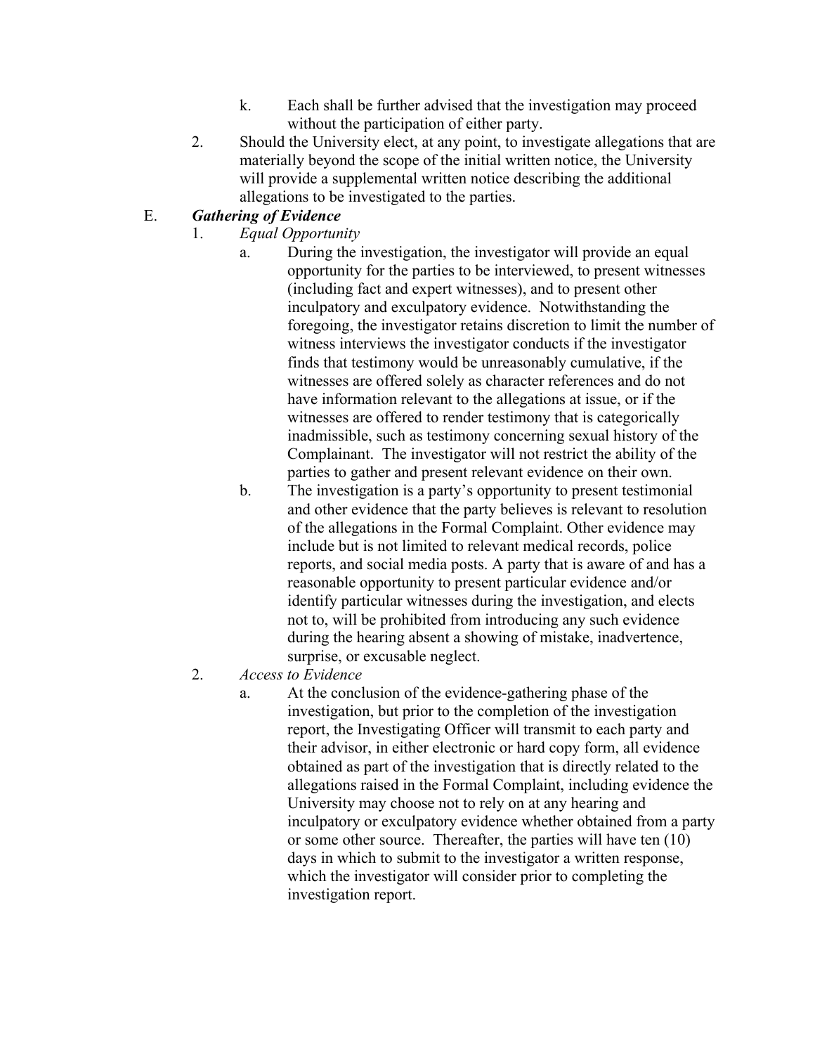k. Each shall be further advised that the investigation may proceed without the participation of either party.

2. Should the University elect, at any point, to investigate allegations that are materially beyond the scope of the initial written notice, the University will provide a supplemental written notice describing the additional allegations to be investigated to the parties.

E. ***Gathering of Evidence***

1. *Equal Opportunity*

a. During the investigation, the investigator will provide an equal opportunity for the parties to be interviewed, to present witnesses (including fact and expert witnesses), and to present other inculpatory and exculpatory evidence. Notwithstanding the foregoing, the investigator retains discretion to limit the number of witness interviews the investigator conducts if the investigator finds that testimony would be unreasonably cumulative, if the witnesses are offered solely as character references and do not have information relevant to the allegations at issue, or if the witnesses are offered to render testimony that is categorically inadmissible, such as testimony concerning sexual history of the Complainant. The investigator will not restrict the ability of the parties to gather and present relevant evidence on their own.

b. The investigation is a party's opportunity to present testimonial and other evidence that the party believes is relevant to resolution of the allegations in the Formal Complaint. Other evidence may include but is not limited to relevant medical records, police reports, and social media posts. A party that is aware of and has a reasonable opportunity to present particular evidence and/or identify particular witnesses during the investigation, and elects not to, will be prohibited from introducing any such evidence during the hearing absent a showing of mistake, inadvertence, surprise, or excusable neglect.

2. *Access to Evidence*

a. At the conclusion of the evidence-gathering phase of the investigation, but prior to the completion of the investigation report, the Investigating Officer will transmit to each party and their advisor, in either electronic or hard copy form, all evidence obtained as part of the investigation that is directly related to the allegations raised in the Formal Complaint, including evidence the University may choose not to rely on at any hearing and inculpatory or exculpatory evidence whether obtained from a party or some other source. Thereafter, the parties will have ten (10) days in which to submit to the investigator a written response, which the investigator will consider prior to completing the investigation report.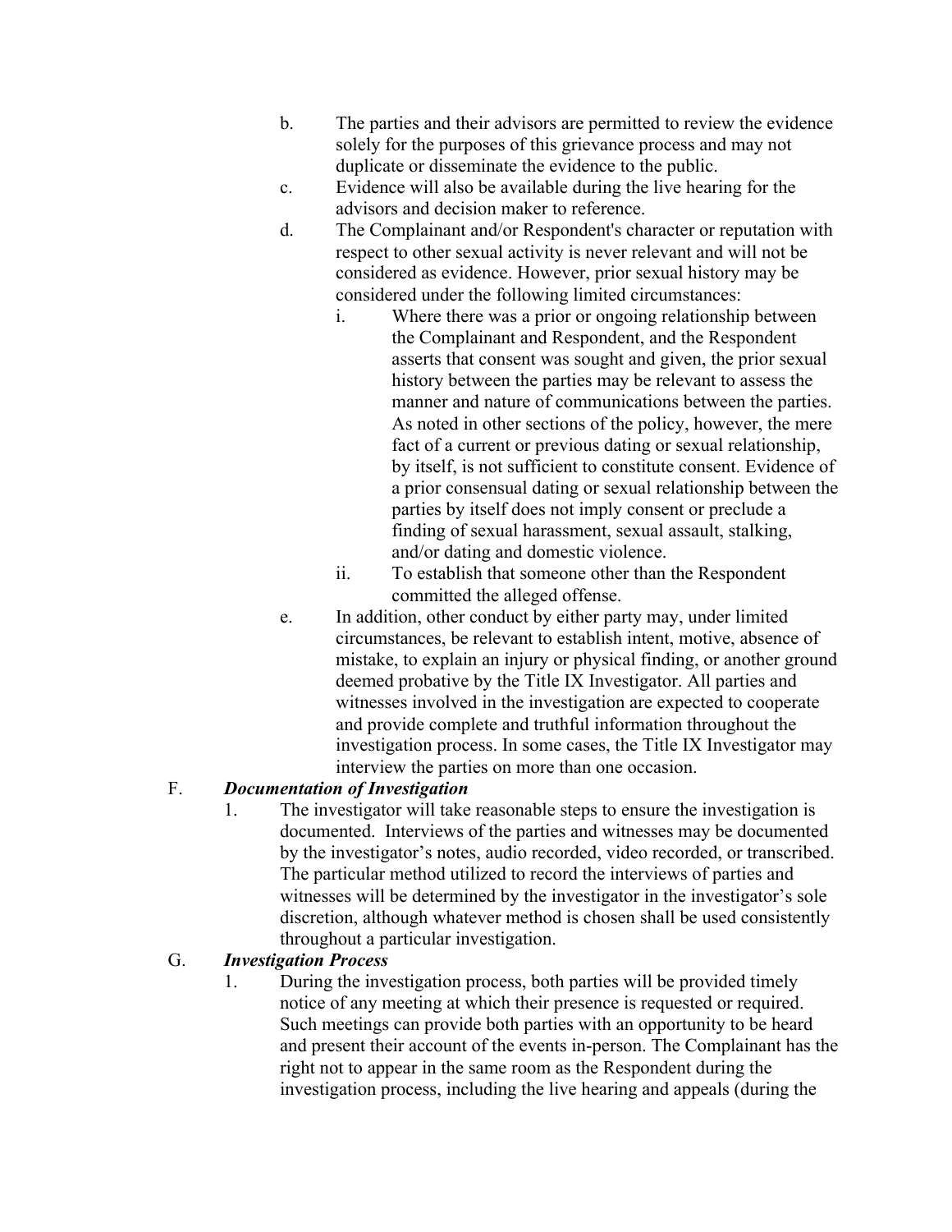b. The parties and their advisors are permitted to review the evidence solely for the purposes of this grievance process and may not duplicate or disseminate the evidence to the public.

c. Evidence will also be available during the live hearing for the advisors and decision maker to reference.

d. The Complainant and/or Respondent's character or reputation with respect to other sexual activity is never relevant and will not be considered as evidence. However, prior sexual history may be considered under the following limited circumstances:

   i. Where there was a prior or ongoing relationship between the Complainant and Respondent, and the Respondent asserts that consent was sought and given, the prior sexual history between the parties may be relevant to assess the manner and nature of communications between the parties. As noted in other sections of the policy, however, the mere fact of a current or previous dating or sexual relationship, by itself, is not sufficient to constitute consent. Evidence of a prior consensual dating or sexual relationship between the parties by itself does not imply consent or preclude a finding of sexual harassment, sexual assault, stalking, and/or dating and domestic violence.

   ii. To establish that someone other than the Respondent committed the alleged offense.

e. In addition, other conduct by either party may, under limited circumstances, be relevant to establish intent, motive, absence of mistake, to explain an injury or physical finding, or another ground deemed probative by the Title IX Investigator. All parties and witnesses involved in the investigation are expected to cooperate and provide complete and truthful information throughout the investigation process. In some cases, the Title IX Investigator may interview the parties on more than one occasion.

F. ***Documentation of Investigation***

1. The investigator will take reasonable steps to ensure the investigation is documented. Interviews of the parties and witnesses may be documented by the investigator's notes, audio recorded, video recorded, or transcribed. The particular method utilized to record the interviews of parties and witnesses will be determined by the investigator in the investigator's sole discretion, although whatever method is chosen shall be used consistently throughout a particular investigation.

G. ***Investigation Process***

1. During the investigation process, both parties will be provided timely notice of any meeting at which their presence is requested or required. Such meetings can provide both parties with an opportunity to be heard and present their account of the events in-person. The Complainant has the right not to appear in the same room as the Respondent during the investigation process, including the live hearing and appeals (during the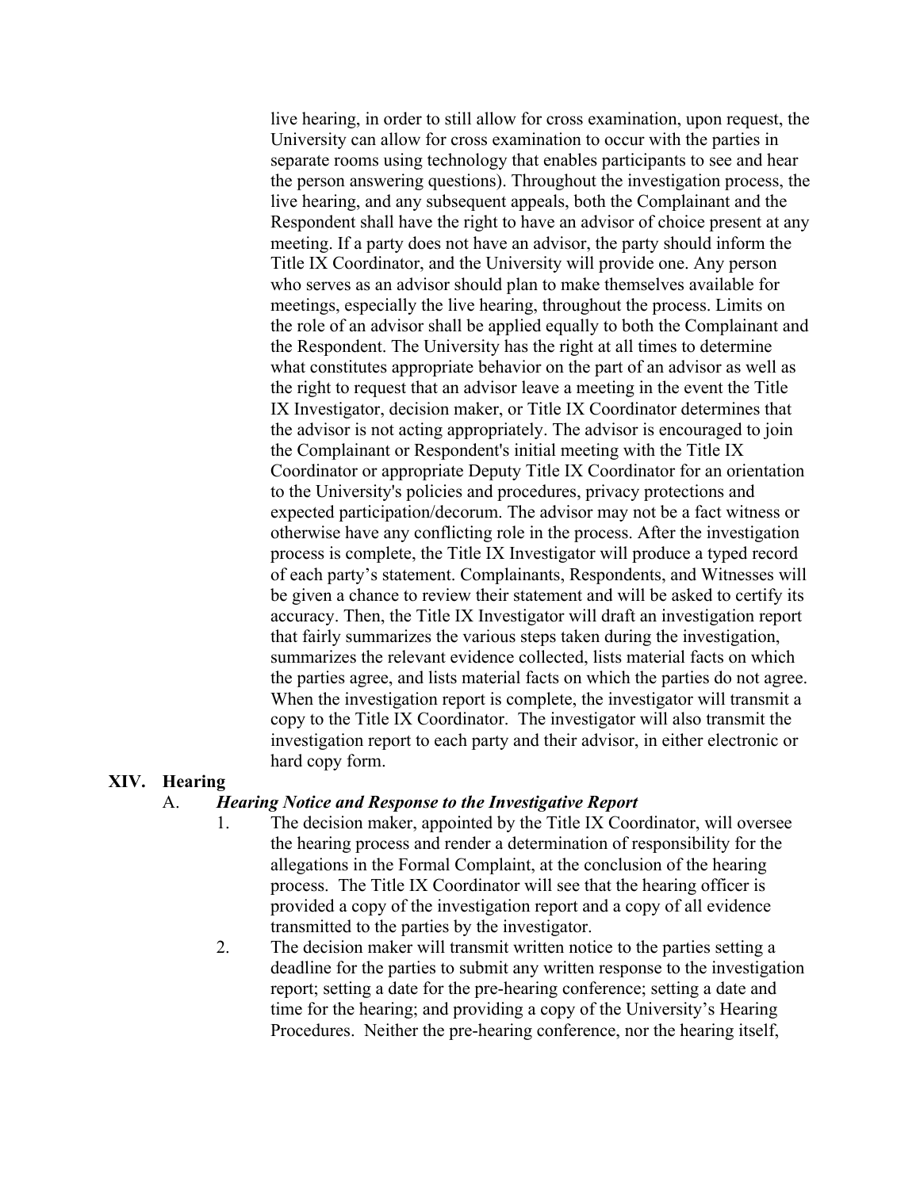live hearing, in order to still allow for cross examination, upon request, the University can allow for cross examination to occur with the parties in separate rooms using technology that enables participants to see and hear the person answering questions). Throughout the investigation process, the live hearing, and any subsequent appeals, both the Complainant and the Respondent shall have the right to have an advisor of choice present at any meeting. If a party does not have an advisor, the party should inform the Title IX Coordinator, and the University will provide one. Any person who serves as an advisor should plan to make themselves available for meetings, especially the live hearing, throughout the process. Limits on the role of an advisor shall be applied equally to both the Complainant and the Respondent. The University has the right at all times to determine what constitutes appropriate behavior on the part of an advisor as well as the right to request that an advisor leave a meeting in the event the Title IX Investigator, decision maker, or Title IX Coordinator determines that the advisor is not acting appropriately. The advisor is encouraged to join the Complainant or Respondent's initial meeting with the Title IX Coordinator or appropriate Deputy Title IX Coordinator for an orientation to the University's policies and procedures, privacy protections and expected participation/decorum. The advisor may not be a fact witness or otherwise have any conflicting role in the process. After the investigation process is complete, the Title IX Investigator will produce a typed record of each party's statement. Complainants, Respondents, and Witnesses will be given a chance to review their statement and will be asked to certify its accuracy. Then, the Title IX Investigator will draft an investigation report that fairly summarizes the various steps taken during the investigation, summarizes the relevant evidence collected, lists material facts on which the parties agree, and lists material facts on which the parties do not agree. When the investigation report is complete, the investigator will transmit a copy to the Title IX Coordinator. The investigator will also transmit the investigation report to each party and their advisor, in either electronic or hard copy form.

## XIV. Hearing

### A. *Hearing Notice and Response to the Investigative Report*

1. The decision maker, appointed by the Title IX Coordinator, will oversee the hearing process and render a determination of responsibility for the allegations in the Formal Complaint, at the conclusion of the hearing process. The Title IX Coordinator will see that the hearing officer is provided a copy of the investigation report and a copy of all evidence transmitted to the parties by the investigator.
2. The decision maker will transmit written notice to the parties setting a deadline for the parties to submit any written response to the investigation report; setting a date for the pre-hearing conference; setting a date and time for the hearing; and providing a copy of the University's Hearing Procedures. Neither the pre-hearing conference, nor the hearing itself,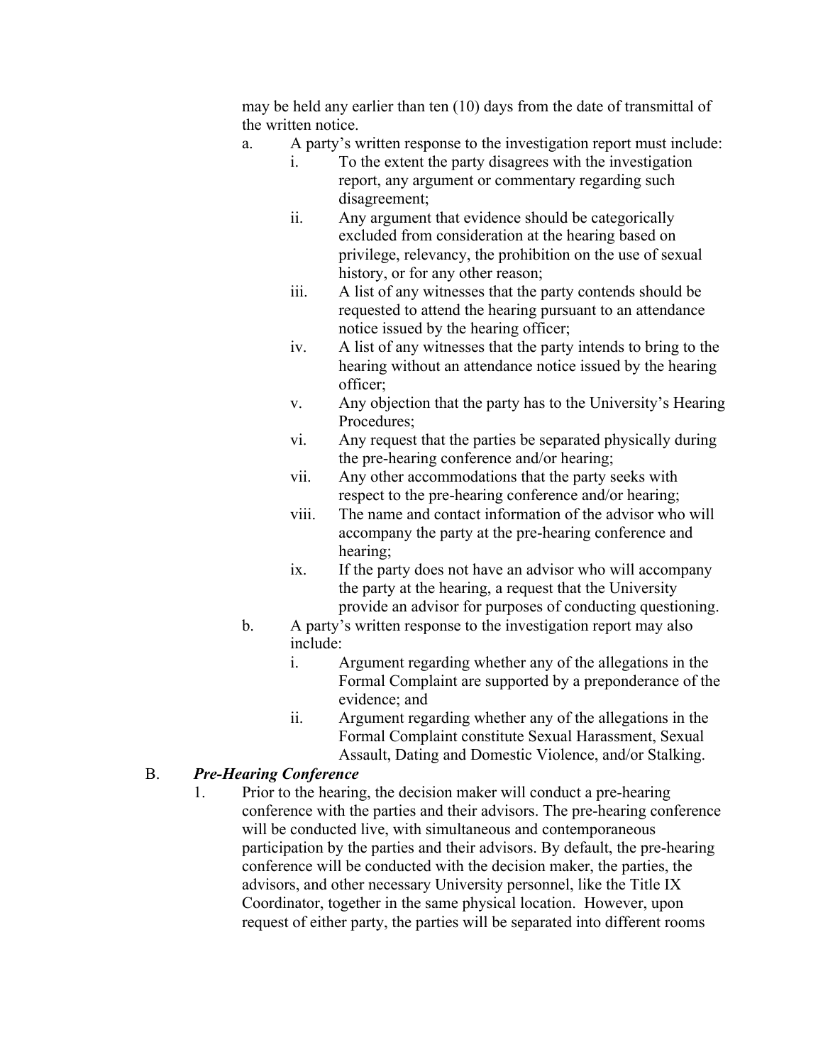may be held any earlier than ten (10) days from the date of transmittal of the written notice.

a. A party's written response to the investigation report must include:
   i. To the extent the party disagrees with the investigation report, any argument or commentary regarding such disagreement;
   ii. Any argument that evidence should be categorically excluded from consideration at the hearing based on privilege, relevancy, the prohibition on the use of sexual history, or for any other reason;
   iii. A list of any witnesses that the party contends should be requested to attend the hearing pursuant to an attendance notice issued by the hearing officer;
   iv. A list of any witnesses that the party intends to bring to the hearing without an attendance notice issued by the hearing officer;
   v. Any objection that the party has to the University's Hearing Procedures;
   vi. Any request that the parties be separated physically during the pre-hearing conference and/or hearing;
   vii. Any other accommodations that the party seeks with respect to the pre-hearing conference and/or hearing;
   viii. The name and contact information of the advisor who will accompany the party at the pre-hearing conference and hearing;
   ix. If the party does not have an advisor who will accompany the party at the hearing, a request that the University provide an advisor for purposes of conducting questioning.

b. A party's written response to the investigation report may also include:
   i. Argument regarding whether any of the allegations in the Formal Complaint are supported by a preponderance of the evidence; and
   ii. Argument regarding whether any of the allegations in the Formal Complaint constitute Sexual Harassment, Sexual Assault, Dating and Domestic Violence, and/or Stalking.

B. ***Pre-Hearing Conference***

1. Prior to the hearing, the decision maker will conduct a pre-hearing conference with the parties and their advisors. The pre-hearing conference will be conducted live, with simultaneous and contemporaneous participation by the parties and their advisors. By default, the pre-hearing conference will be conducted with the decision maker, the parties, the advisors, and other necessary University personnel, like the Title IX Coordinator, together in the same physical location. However, upon request of either party, the parties will be separated into different rooms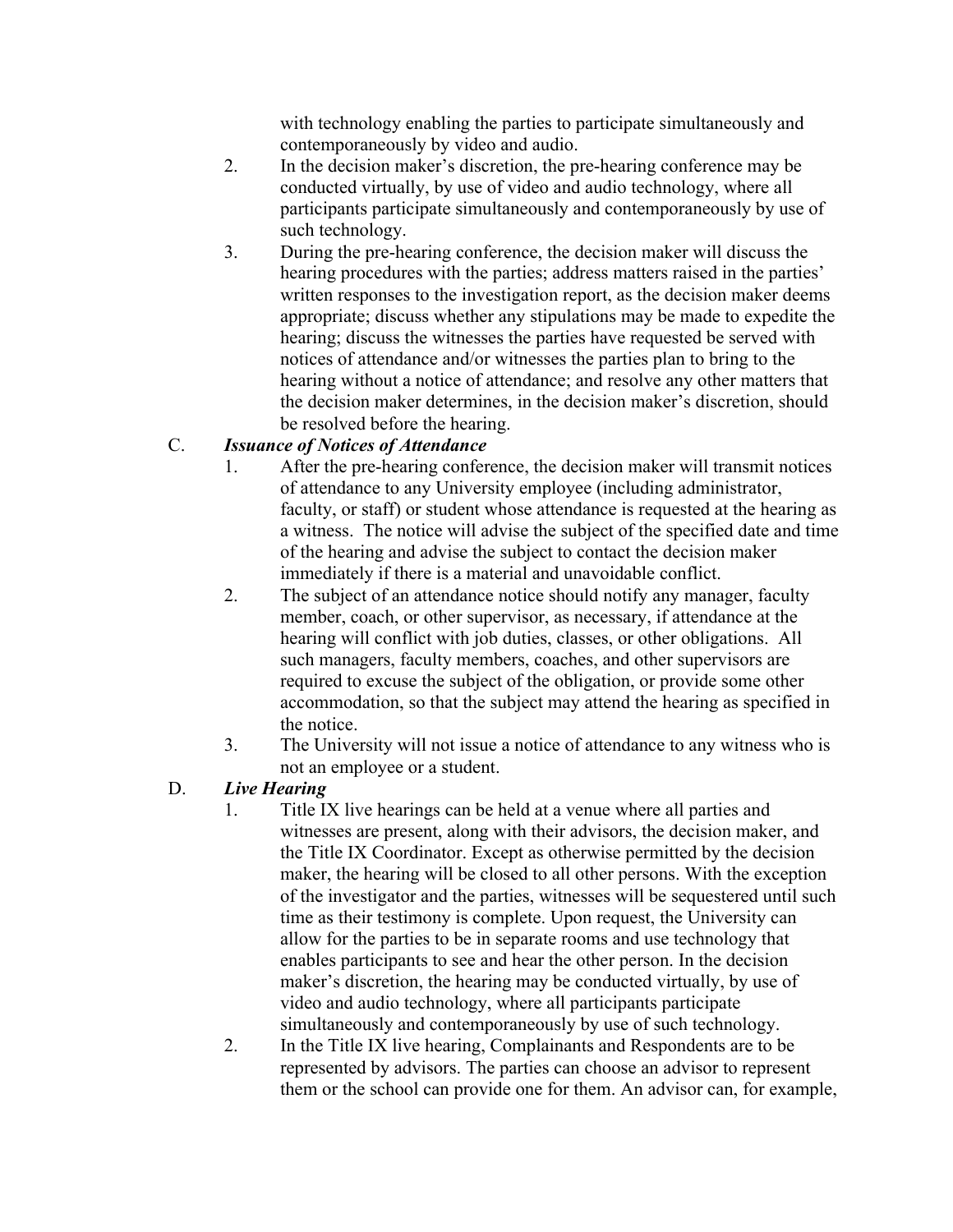with technology enabling the parties to participate simultaneously and contemporaneously by video and audio.

2. In the decision maker's discretion, the pre-hearing conference may be conducted virtually, by use of video and audio technology, where all participants participate simultaneously and contemporaneously by use of such technology.

3. During the pre-hearing conference, the decision maker will discuss the hearing procedures with the parties; address matters raised in the parties' written responses to the investigation report, as the decision maker deems appropriate; discuss whether any stipulations may be made to expedite the hearing; discuss the witnesses the parties have requested be served with notices of attendance and/or witnesses the parties plan to bring to the hearing without a notice of attendance; and resolve any other matters that the decision maker determines, in the decision maker's discretion, should be resolved before the hearing.

C. ***Issuance of Notices of Attendance***

1. After the pre-hearing conference, the decision maker will transmit notices of attendance to any University employee (including administrator, faculty, or staff) or student whose attendance is requested at the hearing as a witness. The notice will advise the subject of the specified date and time of the hearing and advise the subject to contact the decision maker immediately if there is a material and unavoidable conflict.

2. The subject of an attendance notice should notify any manager, faculty member, coach, or other supervisor, as necessary, if attendance at the hearing will conflict with job duties, classes, or other obligations. All such managers, faculty members, coaches, and other supervisors are required to excuse the subject of the obligation, or provide some other accommodation, so that the subject may attend the hearing as specified in the notice.

3. The University will not issue a notice of attendance to any witness who is not an employee or a student.

D. ***Live Hearing***

1. Title IX live hearings can be held at a venue where all parties and witnesses are present, along with their advisors, the decision maker, and the Title IX Coordinator. Except as otherwise permitted by the decision maker, the hearing will be closed to all other persons. With the exception of the investigator and the parties, witnesses will be sequestered until such time as their testimony is complete. Upon request, the University can allow for the parties to be in separate rooms and use technology that enables participants to see and hear the other person. In the decision maker's discretion, the hearing may be conducted virtually, by use of video and audio technology, where all participants participate simultaneously and contemporaneously by use of such technology.

2. In the Title IX live hearing, Complainants and Respondents are to be represented by advisors. The parties can choose an advisor to represent them or the school can provide one for them. An advisor can, for example,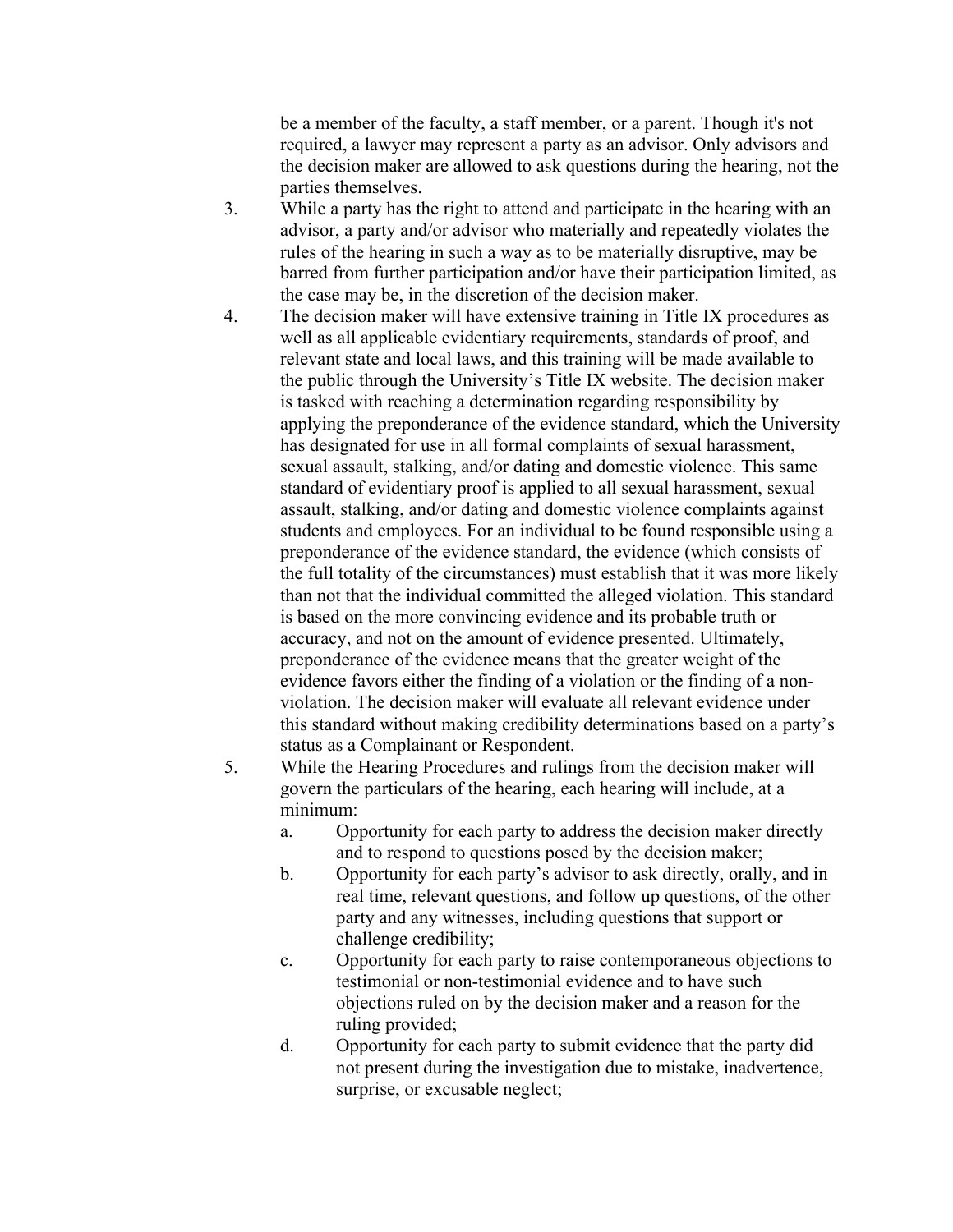be a member of the faculty, a staff member, or a parent. Though it's not required, a lawyer may represent a party as an advisor. Only advisors and the decision maker are allowed to ask questions during the hearing, not the parties themselves.

3. While a party has the right to attend and participate in the hearing with an advisor, a party and/or advisor who materially and repeatedly violates the rules of the hearing in such a way as to be materially disruptive, may be barred from further participation and/or have their participation limited, as the case may be, in the discretion of the decision maker.

4. The decision maker will have extensive training in Title IX procedures as well as all applicable evidentiary requirements, standards of proof, and relevant state and local laws, and this training will be made available to the public through the University's Title IX website. The decision maker is tasked with reaching a determination regarding responsibility by applying the preponderance of the evidence standard, which the University has designated for use in all formal complaints of sexual harassment, sexual assault, stalking, and/or dating and domestic violence. This same standard of evidentiary proof is applied to all sexual harassment, sexual assault, stalking, and/or dating and domestic violence complaints against students and employees. For an individual to be found responsible using a preponderance of the evidence standard, the evidence (which consists of the full totality of the circumstances) must establish that it was more likely than not that the individual committed the alleged violation. This standard is based on the more convincing evidence and its probable truth or accuracy, and not on the amount of evidence presented. Ultimately, preponderance of the evidence means that the greater weight of the evidence favors either the finding of a violation or the finding of a non-violation. The decision maker will evaluate all relevant evidence under this standard without making credibility determinations based on a party's status as a Complainant or Respondent.

5. While the Hearing Procedures and rulings from the decision maker will govern the particulars of the hearing, each hearing will include, at a minimum:
   a. Opportunity for each party to address the decision maker directly and to respond to questions posed by the decision maker;
   b. Opportunity for each party's advisor to ask directly, orally, and in real time, relevant questions, and follow up questions, of the other party and any witnesses, including questions that support or challenge credibility;
   c. Opportunity for each party to raise contemporaneous objections to testimonial or non-testimonial evidence and to have such objections ruled on by the decision maker and a reason for the ruling provided;
   d. Opportunity for each party to submit evidence that the party did not present during the investigation due to mistake, inadvertence, surprise, or excusable neglect;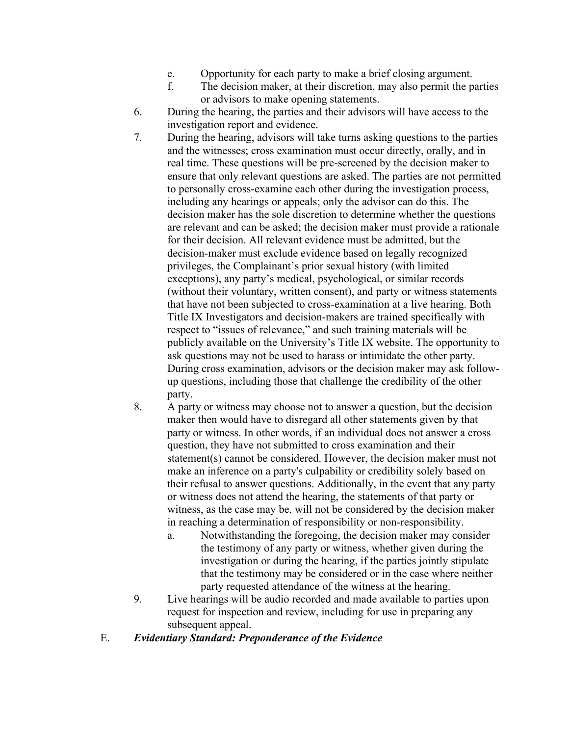e. Opportunity for each party to make a brief closing argument.
   f. The decision maker, at their discretion, may also permit the parties or advisors to make opening statements.

6. During the hearing, the parties and their advisors will have access to the investigation report and evidence.
7. During the hearing, advisors will take turns asking questions to the parties and the witnesses; cross examination must occur directly, orally, and in real time. These questions will be pre-screened by the decision maker to ensure that only relevant questions are asked. The parties are not permitted to personally cross-examine each other during the investigation process, including any hearings or appeals; only the advisor can do this. The decision maker has the sole discretion to determine whether the questions are relevant and can be asked; the decision maker must provide a rationale for their decision. All relevant evidence must be admitted, but the decision-maker must exclude evidence based on legally recognized privileges, the Complainant's prior sexual history (with limited exceptions), any party's medical, psychological, or similar records (without their voluntary, written consent), and party or witness statements that have not been subjected to cross-examination at a live hearing. Both Title IX Investigators and decision-makers are trained specifically with respect to "issues of relevance," and such training materials will be publicly available on the University's Title IX website. The opportunity to ask questions may not be used to harass or intimidate the other party. During cross examination, advisors or the decision maker may ask follow-up questions, including those that challenge the credibility of the other party.
8. A party or witness may choose not to answer a question, but the decision maker then would have to disregard all other statements given by that party or witness. In other words, if an individual does not answer a cross question, they have not submitted to cross examination and their statement(s) cannot be considered. However, the decision maker must not make an inference on a party's culpability or credibility solely based on their refusal to answer questions. Additionally, in the event that any party or witness does not attend the hearing, the statements of that party or witness, as the case may be, will not be considered by the decision maker in reaching a determination of responsibility or non-responsibility.
   a. Notwithstanding the foregoing, the decision maker may consider the testimony of any party or witness, whether given during the investigation or during the hearing, if the parties jointly stipulate that the testimony may be considered or in the case where neither party requested attendance of the witness at the hearing.
9. Live hearings will be audio recorded and made available to parties upon request for inspection and review, including for use in preparing any subsequent appeal.

E. ***Evidentiary Standard: Preponderance of the Evidence***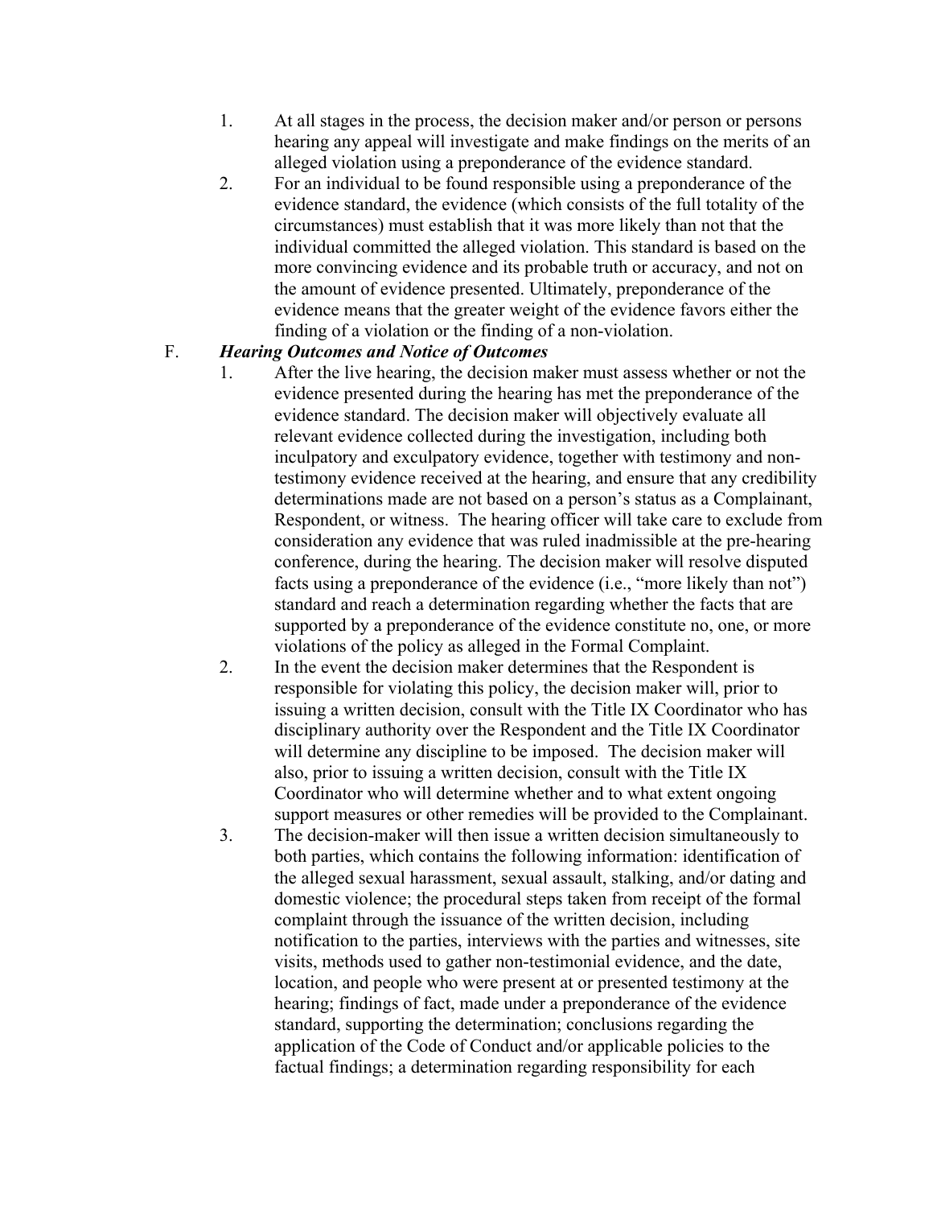1. At all stages in the process, the decision maker and/or person or persons hearing any appeal will investigate and make findings on the merits of an alleged violation using a preponderance of the evidence standard.
2. For an individual to be found responsible using a preponderance of the evidence standard, the evidence (which consists of the full totality of the circumstances) must establish that it was more likely than not that the individual committed the alleged violation. This standard is based on the more convincing evidence and its probable truth or accuracy, and not on the amount of evidence presented. Ultimately, preponderance of the evidence means that the greater weight of the evidence favors either the finding of a violation or the finding of a non-violation.

F. ***Hearing Outcomes and Notice of Outcomes***

1. After the live hearing, the decision maker must assess whether or not the evidence presented during the hearing has met the preponderance of the evidence standard. The decision maker will objectively evaluate all relevant evidence collected during the investigation, including both inculpatory and exculpatory evidence, together with testimony and non-testimony evidence received at the hearing, and ensure that any credibility determinations made are not based on a person's status as a Complainant, Respondent, or witness. The hearing officer will take care to exclude from consideration any evidence that was ruled inadmissible at the pre-hearing conference, during the hearing. The decision maker will resolve disputed facts using a preponderance of the evidence (i.e., "more likely than not") standard and reach a determination regarding whether the facts that are supported by a preponderance of the evidence constitute no, one, or more violations of the policy as alleged in the Formal Complaint.
2. In the event the decision maker determines that the Respondent is responsible for violating this policy, the decision maker will, prior to issuing a written decision, consult with the Title IX Coordinator who has disciplinary authority over the Respondent and the Title IX Coordinator will determine any discipline to be imposed. The decision maker will also, prior to issuing a written decision, consult with the Title IX Coordinator who will determine whether and to what extent ongoing support measures or other remedies will be provided to the Complainant.
3. The decision-maker will then issue a written decision simultaneously to both parties, which contains the following information: identification of the alleged sexual harassment, sexual assault, stalking, and/or dating and domestic violence; the procedural steps taken from receipt of the formal complaint through the issuance of the written decision, including notification to the parties, interviews with the parties and witnesses, site visits, methods used to gather non-testimonial evidence, and the date, location, and people who were present at or presented testimony at the hearing; findings of fact, made under a preponderance of the evidence standard, supporting the determination; conclusions regarding the application of the Code of Conduct and/or applicable policies to the factual findings; a determination regarding responsibility for each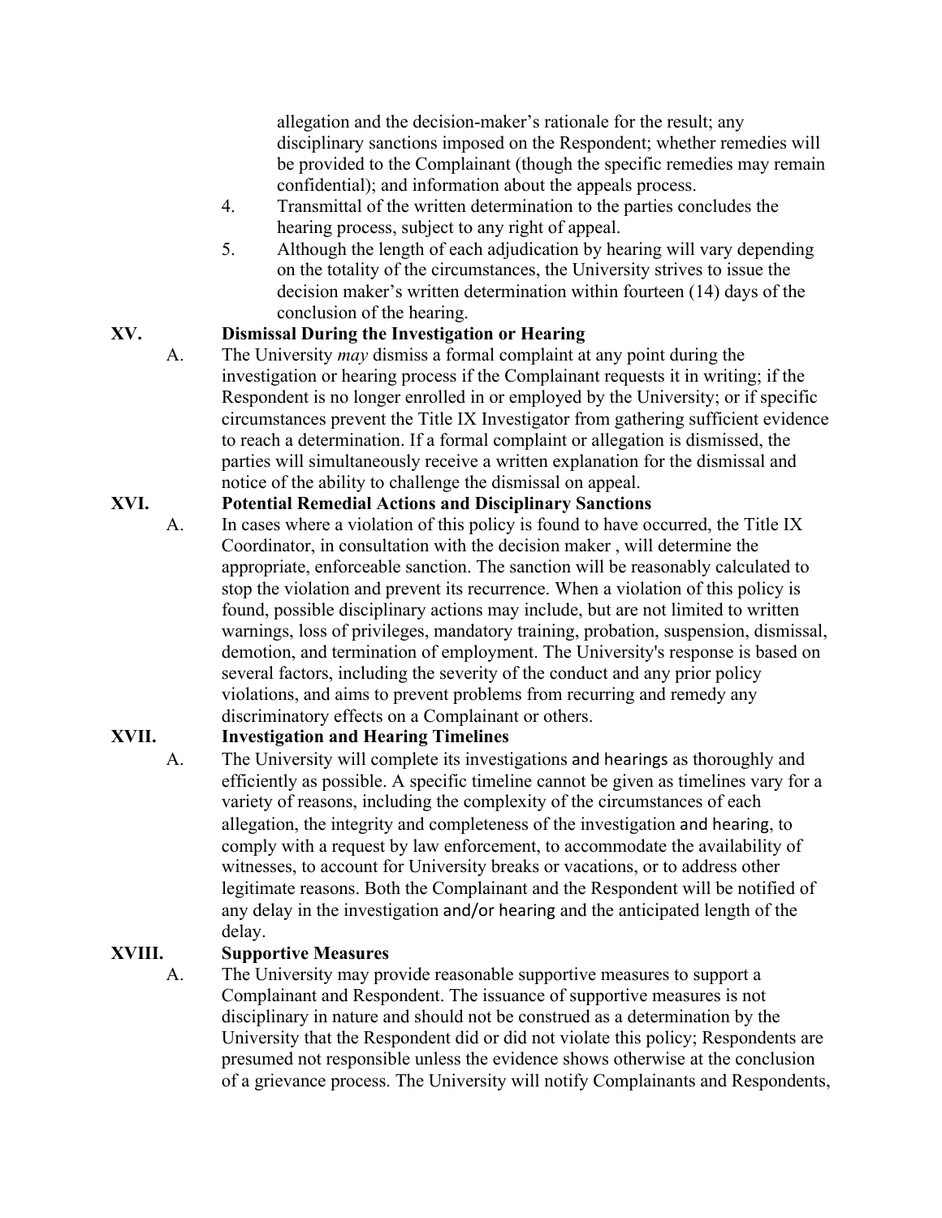allegation and the decision-maker's rationale for the result; any disciplinary sanctions imposed on the Respondent; whether remedies will be provided to the Complainant (though the specific remedies may remain confidential); and information about the appeals process.

4. Transmittal of the written determination to the parties concludes the hearing process, subject to any right of appeal.
5. Although the length of each adjudication by hearing will vary depending on the totality of the circumstances, the University strives to issue the decision maker's written determination within fourteen (14) days of the conclusion of the hearing.

## XV. Dismissal During the Investigation or Hearing

A. The University *may* dismiss a formal complaint at any point during the investigation or hearing process if the Complainant requests it in writing; if the Respondent is no longer enrolled in or employed by the University; or if specific circumstances prevent the Title IX Investigator from gathering sufficient evidence to reach a determination. If a formal complaint or allegation is dismissed, the parties will simultaneously receive a written explanation for the dismissal and notice of the ability to challenge the dismissal on appeal.

## XVI. Potential Remedial Actions and Disciplinary Sanctions

A. In cases where a violation of this policy is found to have occurred, the Title IX Coordinator, in consultation with the decision maker , will determine the appropriate, enforceable sanction. The sanction will be reasonably calculated to stop the violation and prevent its recurrence. When a violation of this policy is found, possible disciplinary actions may include, but are not limited to written warnings, loss of privileges, mandatory training, probation, suspension, dismissal, demotion, and termination of employment. The University's response is based on several factors, including the severity of the conduct and any prior policy violations, and aims to prevent problems from recurring and remedy any discriminatory effects on a Complainant or others.

## XVII. Investigation and Hearing Timelines

A. The University will complete its investigations and hearings as thoroughly and efficiently as possible. A specific timeline cannot be given as timelines vary for a variety of reasons, including the complexity of the circumstances of each allegation, the integrity and completeness of the investigation and hearing, to comply with a request by law enforcement, to accommodate the availability of witnesses, to account for University breaks or vacations, or to address other legitimate reasons. Both the Complainant and the Respondent will be notified of any delay in the investigation and/or hearing and the anticipated length of the delay.

## XVIII. Supportive Measures

A. The University may provide reasonable supportive measures to support a Complainant and Respondent. The issuance of supportive measures is not disciplinary in nature and should not be construed as a determination by the University that the Respondent did or did not violate this policy; Respondents are presumed not responsible unless the evidence shows otherwise at the conclusion of a grievance process. The University will notify Complainants and Respondents,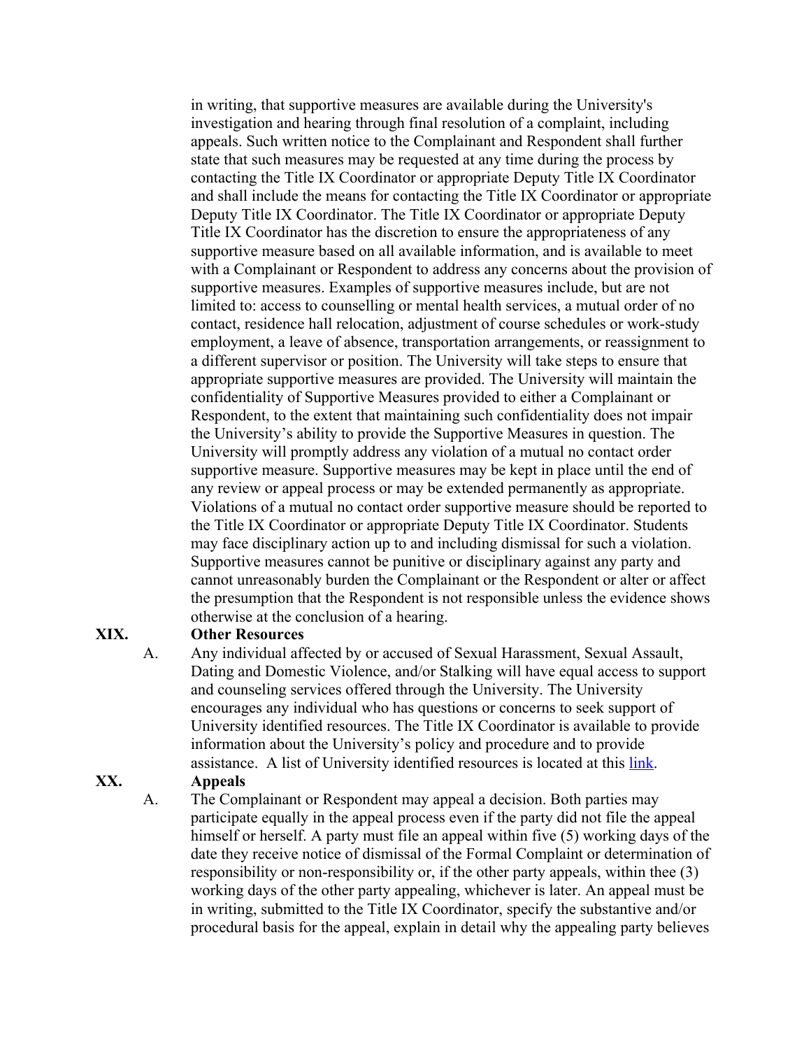in writing, that supportive measures are available during the University's investigation and hearing through final resolution of a complaint, including appeals. Such written notice to the Complainant and Respondent shall further state that such measures may be requested at any time during the process by contacting the Title IX Coordinator or appropriate Deputy Title IX Coordinator and shall include the means for contacting the Title IX Coordinator or appropriate Deputy Title IX Coordinator. The Title IX Coordinator or appropriate Deputy Title IX Coordinator has the discretion to ensure the appropriateness of any supportive measure based on all available information, and is available to meet with a Complainant or Respondent to address any concerns about the provision of supportive measures. Examples of supportive measures include, but are not limited to: access to counselling or mental health services, a mutual order of no contact, residence hall relocation, adjustment of course schedules or work-study employment, a leave of absence, transportation arrangements, or reassignment to a different supervisor or position. The University will take steps to ensure that appropriate supportive measures are provided. The University will maintain the confidentiality of Supportive Measures provided to either a Complainant or Respondent, to the extent that maintaining such confidentiality does not impair the University's ability to provide the Supportive Measures in question. The University will promptly address any violation of a mutual no contact order supportive measure. Supportive measures may be kept in place until the end of any review or appeal process or may be extended permanently as appropriate. Violations of a mutual no contact order supportive measure should be reported to the Title IX Coordinator or appropriate Deputy Title IX Coordinator. Students may face disciplinary action up to and including dismissal for such a violation. Supportive measures cannot be punitive or disciplinary against any party and cannot unreasonably burden the Complainant or the Respondent or alter or affect the presumption that the Respondent is not responsible unless the evidence shows otherwise at the conclusion of a hearing.

## XIX. Other Resources

A. Any individual affected by or accused of Sexual Harassment, Sexual Assault, Dating and Domestic Violence, and/or Stalking will have equal access to support and counseling services offered through the University. The University encourages any individual who has questions or concerns to seek support of University identified resources. The Title IX Coordinator is available to provide information about the University's policy and procedure and to provide assistance. A list of University identified resources is located at this link.

## XX. Appeals

A. The Complainant or Respondent may appeal a decision. Both parties may participate equally in the appeal process even if the party did not file the appeal himself or herself. A party must file an appeal within five (5) working days of the date they receive notice of dismissal of the Formal Complaint or determination of responsibility or non-responsibility or, if the other party appeals, within thee (3) working days of the other party appealing, whichever is later. An appeal must be in writing, submitted to the Title IX Coordinator, specify the substantive and/or procedural basis for the appeal, explain in detail why the appealing party believes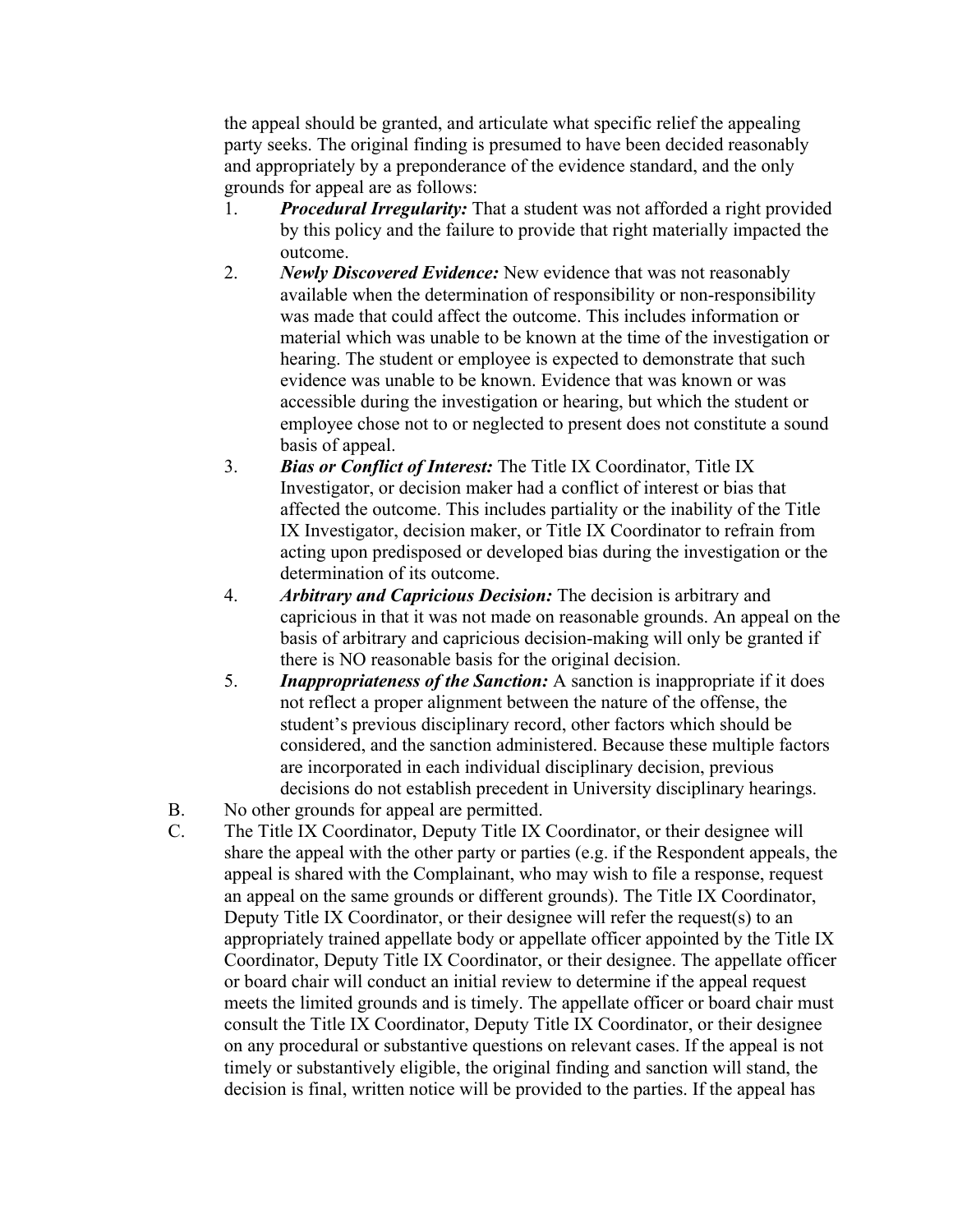the appeal should be granted, and articulate what specific relief the appealing party seeks. The original finding is presumed to have been decided reasonably and appropriately by a preponderance of the evidence standard, and the only grounds for appeal are as follows:

1. ***Procedural Irregularity:*** That a student was not afforded a right provided by this policy and the failure to provide that right materially impacted the outcome.
2. ***Newly Discovered Evidence:*** New evidence that was not reasonably available when the determination of responsibility or non-responsibility was made that could affect the outcome. This includes information or material which was unable to be known at the time of the investigation or hearing. The student or employee is expected to demonstrate that such evidence was unable to be known. Evidence that was known or was accessible during the investigation or hearing, but which the student or employee chose not to or neglected to present does not constitute a sound basis of appeal.
3. ***Bias or Conflict of Interest:*** The Title IX Coordinator, Title IX Investigator, or decision maker had a conflict of interest or bias that affected the outcome. This includes partiality or the inability of the Title IX Investigator, decision maker, or Title IX Coordinator to refrain from acting upon predisposed or developed bias during the investigation or the determination of its outcome.
4. ***Arbitrary and Capricious Decision:*** The decision is arbitrary and capricious in that it was not made on reasonable grounds. An appeal on the basis of arbitrary and capricious decision-making will only be granted if there is NO reasonable basis for the original decision.
5. ***Inappropriateness of the Sanction:*** A sanction is inappropriate if it does not reflect a proper alignment between the nature of the offense, the student's previous disciplinary record, other factors which should be considered, and the sanction administered. Because these multiple factors are incorporated in each individual disciplinary decision, previous decisions do not establish precedent in University disciplinary hearings.

B. No other grounds for appeal are permitted.

C. The Title IX Coordinator, Deputy Title IX Coordinator, or their designee will share the appeal with the other party or parties (e.g. if the Respondent appeals, the appeal is shared with the Complainant, who may wish to file a response, request an appeal on the same grounds or different grounds). The Title IX Coordinator, Deputy Title IX Coordinator, or their designee will refer the request(s) to an appropriately trained appellate body or appellate officer appointed by the Title IX Coordinator, Deputy Title IX Coordinator, or their designee. The appellate officer or board chair will conduct an initial review to determine if the appeal request meets the limited grounds and is timely. The appellate officer or board chair must consult the Title IX Coordinator, Deputy Title IX Coordinator, or their designee on any procedural or substantive questions on relevant cases. If the appeal is not timely or substantively eligible, the original finding and sanction will stand, the decision is final, written notice will be provided to the parties. If the appeal has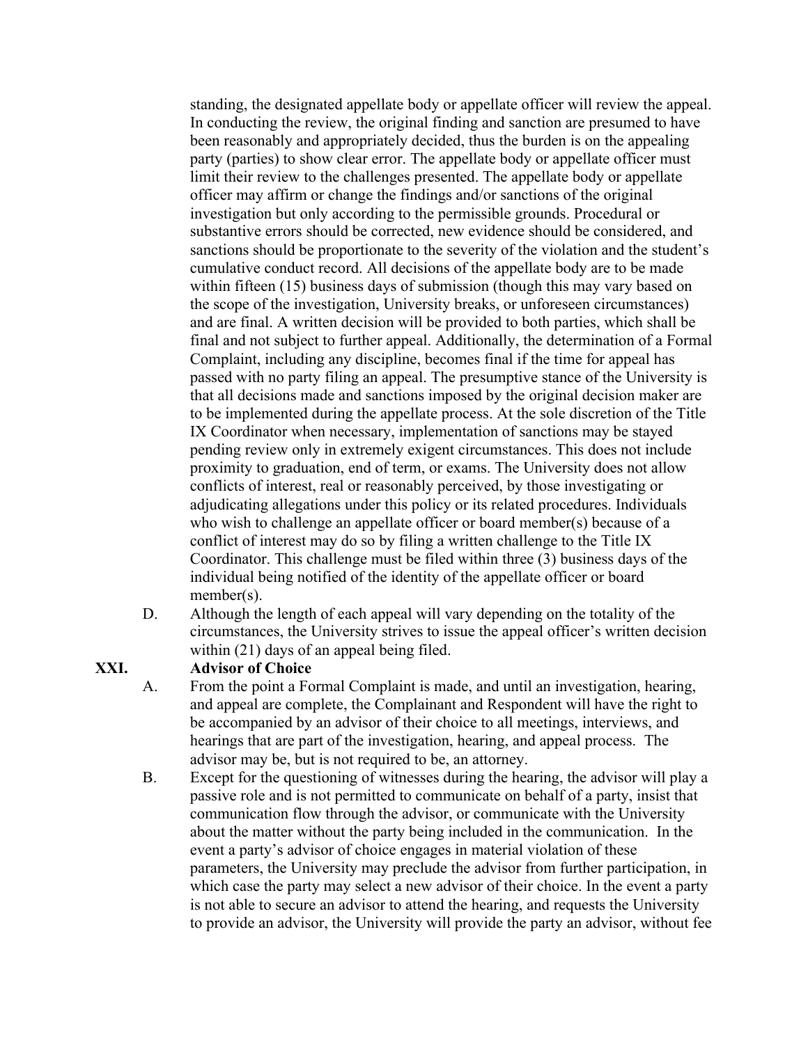standing, the designated appellate body or appellate officer will review the appeal. In conducting the review, the original finding and sanction are presumed to have been reasonably and appropriately decided, thus the burden is on the appealing party (parties) to show clear error. The appellate body or appellate officer must limit their review to the challenges presented. The appellate body or appellate officer may affirm or change the findings and/or sanctions of the original investigation but only according to the permissible grounds. Procedural or substantive errors should be corrected, new evidence should be considered, and sanctions should be proportionate to the severity of the violation and the student's cumulative conduct record. All decisions of the appellate body are to be made within fifteen (15) business days of submission (though this may vary based on the scope of the investigation, University breaks, or unforeseen circumstances) and are final. A written decision will be provided to both parties, which shall be final and not subject to further appeal. Additionally, the determination of a Formal Complaint, including any discipline, becomes final if the time for appeal has passed with no party filing an appeal. The presumptive stance of the University is that all decisions made and sanctions imposed by the original decision maker are to be implemented during the appellate process. At the sole discretion of the Title IX Coordinator when necessary, implementation of sanctions may be stayed pending review only in extremely exigent circumstances. This does not include proximity to graduation, end of term, or exams. The University does not allow conflicts of interest, real or reasonably perceived, by those investigating or adjudicating allegations under this policy or its related procedures. Individuals who wish to challenge an appellate officer or board member(s) because of a conflict of interest may do so by filing a written challenge to the Title IX Coordinator. This challenge must be filed within three (3) business days of the individual being notified of the identity of the appellate officer or board member(s).

D. Although the length of each appeal will vary depending on the totality of the circumstances, the University strives to issue the appeal officer's written decision within (21) days of an appeal being filed.

## XXI. Advisor of Choice

A. From the point a Formal Complaint is made, and until an investigation, hearing, and appeal are complete, the Complainant and Respondent will have the right to be accompanied by an advisor of their choice to all meetings, interviews, and hearings that are part of the investigation, hearing, and appeal process. The advisor may be, but is not required to be, an attorney.

B. Except for the questioning of witnesses during the hearing, the advisor will play a passive role and is not permitted to communicate on behalf of a party, insist that communication flow through the advisor, or communicate with the University about the matter without the party being included in the communication. In the event a party's advisor of choice engages in material violation of these parameters, the University may preclude the advisor from further participation, in which case the party may select a new advisor of their choice. In the event a party is not able to secure an advisor to attend the hearing, and requests the University to provide an advisor, the University will provide the party an advisor, without fee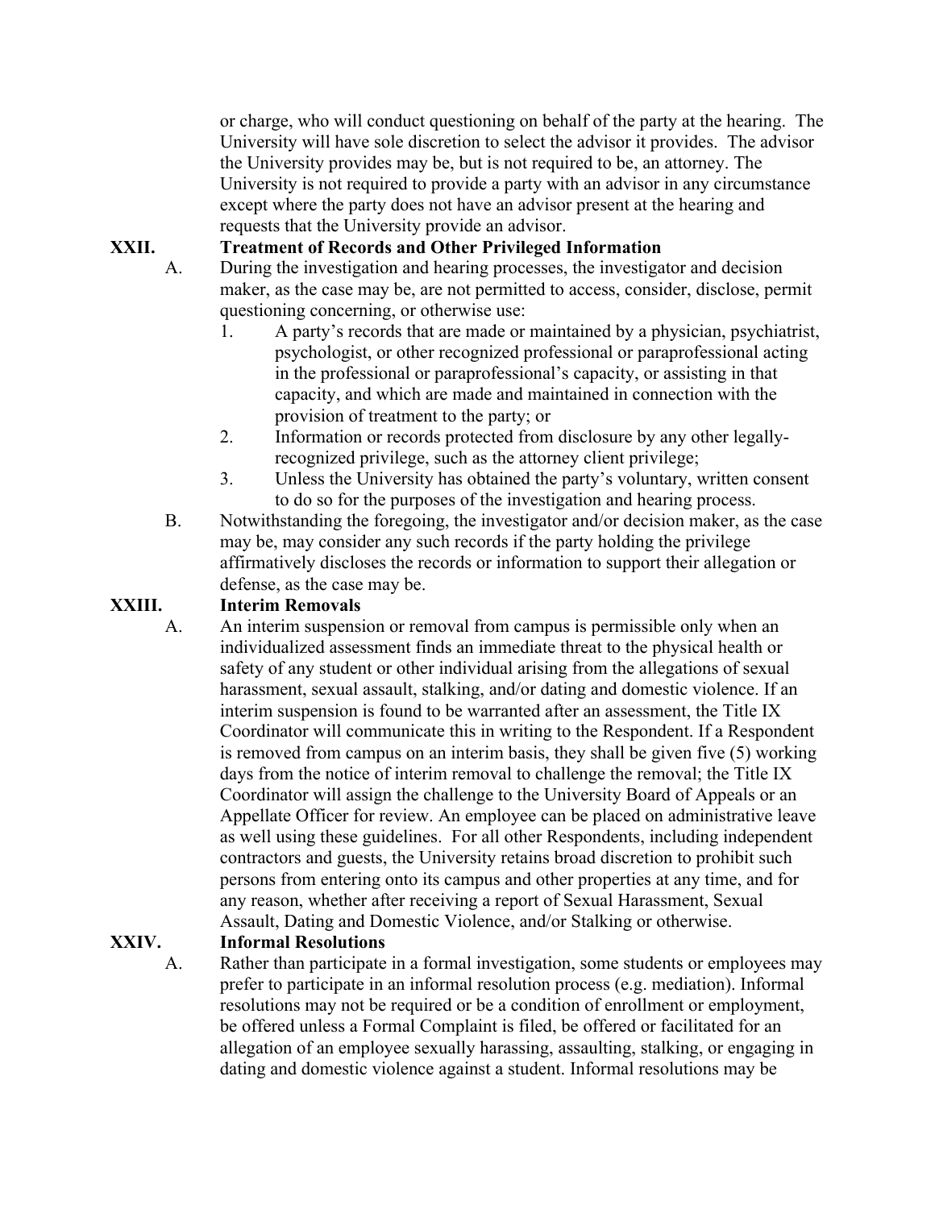or charge, who will conduct questioning on behalf of the party at the hearing. The University will have sole discretion to select the advisor it provides. The advisor the University provides may be, but is not required to be, an attorney. The University is not required to provide a party with an advisor in any circumstance except where the party does not have an advisor present at the hearing and requests that the University provide an advisor.

## XXII. Treatment of Records and Other Privileged Information

A. During the investigation and hearing processes, the investigator and decision maker, as the case may be, are not permitted to access, consider, disclose, permit questioning concerning, or otherwise use:

1. A party's records that are made or maintained by a physician, psychiatrist, psychologist, or other recognized professional or paraprofessional acting in the professional or paraprofessional's capacity, or assisting in that capacity, and which are made and maintained in connection with the provision of treatment to the party; or
2. Information or records protected from disclosure by any other legally-recognized privilege, such as the attorney client privilege;
3. Unless the University has obtained the party's voluntary, written consent to do so for the purposes of the investigation and hearing process.

B. Notwithstanding the foregoing, the investigator and/or decision maker, as the case may be, may consider any such records if the party holding the privilege affirmatively discloses the records or information to support their allegation or defense, as the case may be.

## XXIII. Interim Removals

A. An interim suspension or removal from campus is permissible only when an individualized assessment finds an immediate threat to the physical health or safety of any student or other individual arising from the allegations of sexual harassment, sexual assault, stalking, and/or dating and domestic violence. If an interim suspension is found to be warranted after an assessment, the Title IX Coordinator will communicate this in writing to the Respondent. If a Respondent is removed from campus on an interim basis, they shall be given five (5) working days from the notice of interim removal to challenge the removal; the Title IX Coordinator will assign the challenge to the University Board of Appeals or an Appellate Officer for review. An employee can be placed on administrative leave as well using these guidelines. For all other Respondents, including independent contractors and guests, the University retains broad discretion to prohibit such persons from entering onto its campus and other properties at any time, and for any reason, whether after receiving a report of Sexual Harassment, Sexual Assault, Dating and Domestic Violence, and/or Stalking or otherwise.

## XXIV. Informal Resolutions

A. Rather than participate in a formal investigation, some students or employees may prefer to participate in an informal resolution process (e.g. mediation). Informal resolutions may not be required or be a condition of enrollment or employment, be offered unless a Formal Complaint is filed, be offered or facilitated for an allegation of an employee sexually harassing, assaulting, stalking, or engaging in dating and domestic violence against a student. Informal resolutions may be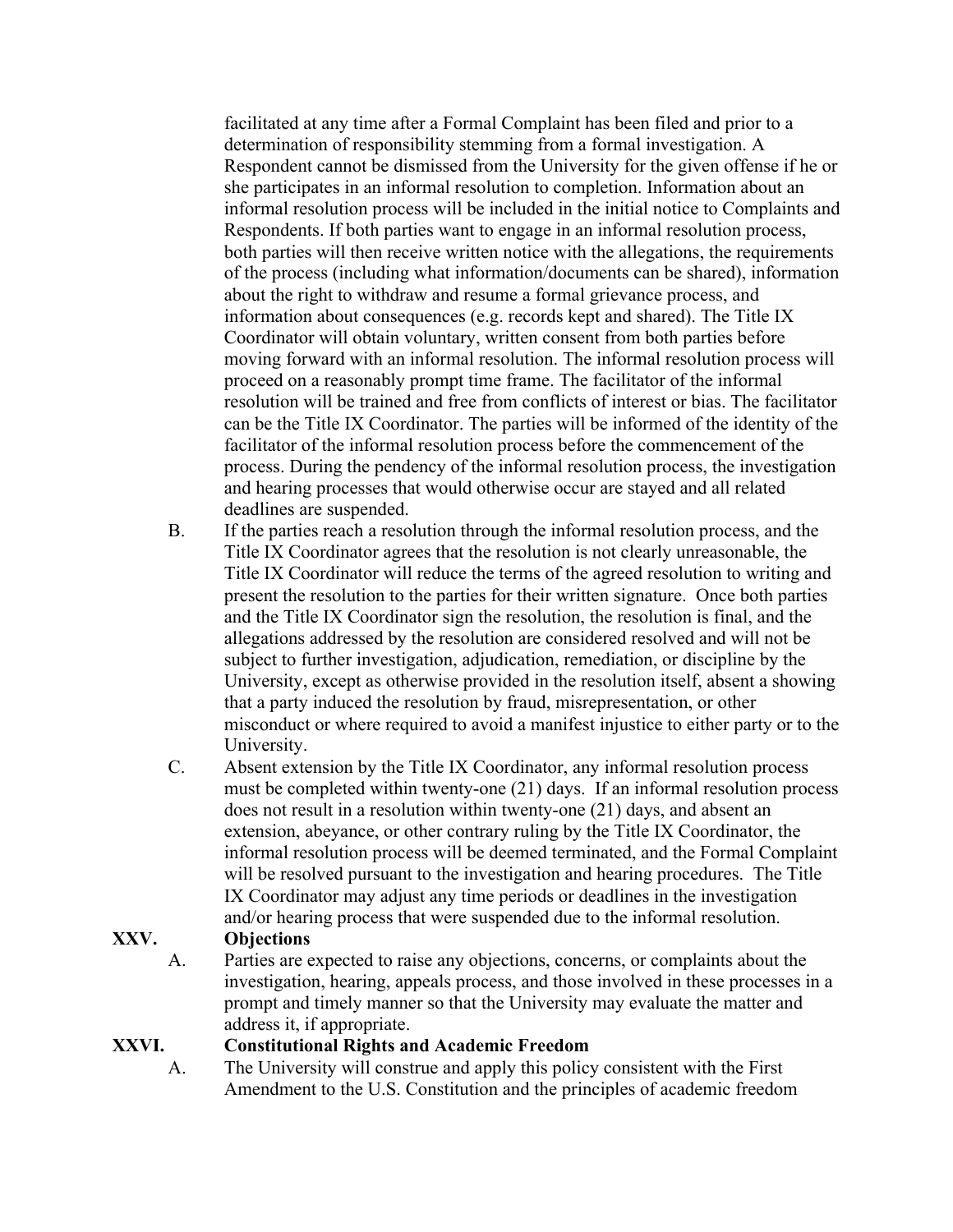facilitated at any time after a Formal Complaint has been filed and prior to a determination of responsibility stemming from a formal investigation. A Respondent cannot be dismissed from the University for the given offense if he or she participates in an informal resolution to completion. Information about an informal resolution process will be included in the initial notice to Complaints and Respondents. If both parties want to engage in an informal resolution process, both parties will then receive written notice with the allegations, the requirements of the process (including what information/documents can be shared), information about the right to withdraw and resume a formal grievance process, and information about consequences (e.g. records kept and shared). The Title IX Coordinator will obtain voluntary, written consent from both parties before moving forward with an informal resolution. The informal resolution process will proceed on a reasonably prompt time frame. The facilitator of the informal resolution will be trained and free from conflicts of interest or bias. The facilitator can be the Title IX Coordinator. The parties will be informed of the identity of the facilitator of the informal resolution process before the commencement of the process. During the pendency of the informal resolution process, the investigation and hearing processes that would otherwise occur are stayed and all related deadlines are suspended.

B. If the parties reach a resolution through the informal resolution process, and the Title IX Coordinator agrees that the resolution is not clearly unreasonable, the Title IX Coordinator will reduce the terms of the agreed resolution to writing and present the resolution to the parties for their written signature. Once both parties and the Title IX Coordinator sign the resolution, the resolution is final, and the allegations addressed by the resolution are considered resolved and will not be subject to further investigation, adjudication, remediation, or discipline by the University, except as otherwise provided in the resolution itself, absent a showing that a party induced the resolution by fraud, misrepresentation, or other misconduct or where required to avoid a manifest injustice to either party or to the University.

C. Absent extension by the Title IX Coordinator, any informal resolution process must be completed within twenty-one (21) days. If an informal resolution process does not result in a resolution within twenty-one (21) days, and absent an extension, abeyance, or other contrary ruling by the Title IX Coordinator, the informal resolution process will be deemed terminated, and the Formal Complaint will be resolved pursuant to the investigation and hearing procedures. The Title IX Coordinator may adjust any time periods or deadlines in the investigation and/or hearing process that were suspended due to the informal resolution.

## XXV. Objections

A. Parties are expected to raise any objections, concerns, or complaints about the investigation, hearing, appeals process, and those involved in these processes in a prompt and timely manner so that the University may evaluate the matter and address it, if appropriate.

## XXVI. Constitutional Rights and Academic Freedom

A. The University will construe and apply this policy consistent with the First Amendment to the U.S. Constitution and the principles of academic freedom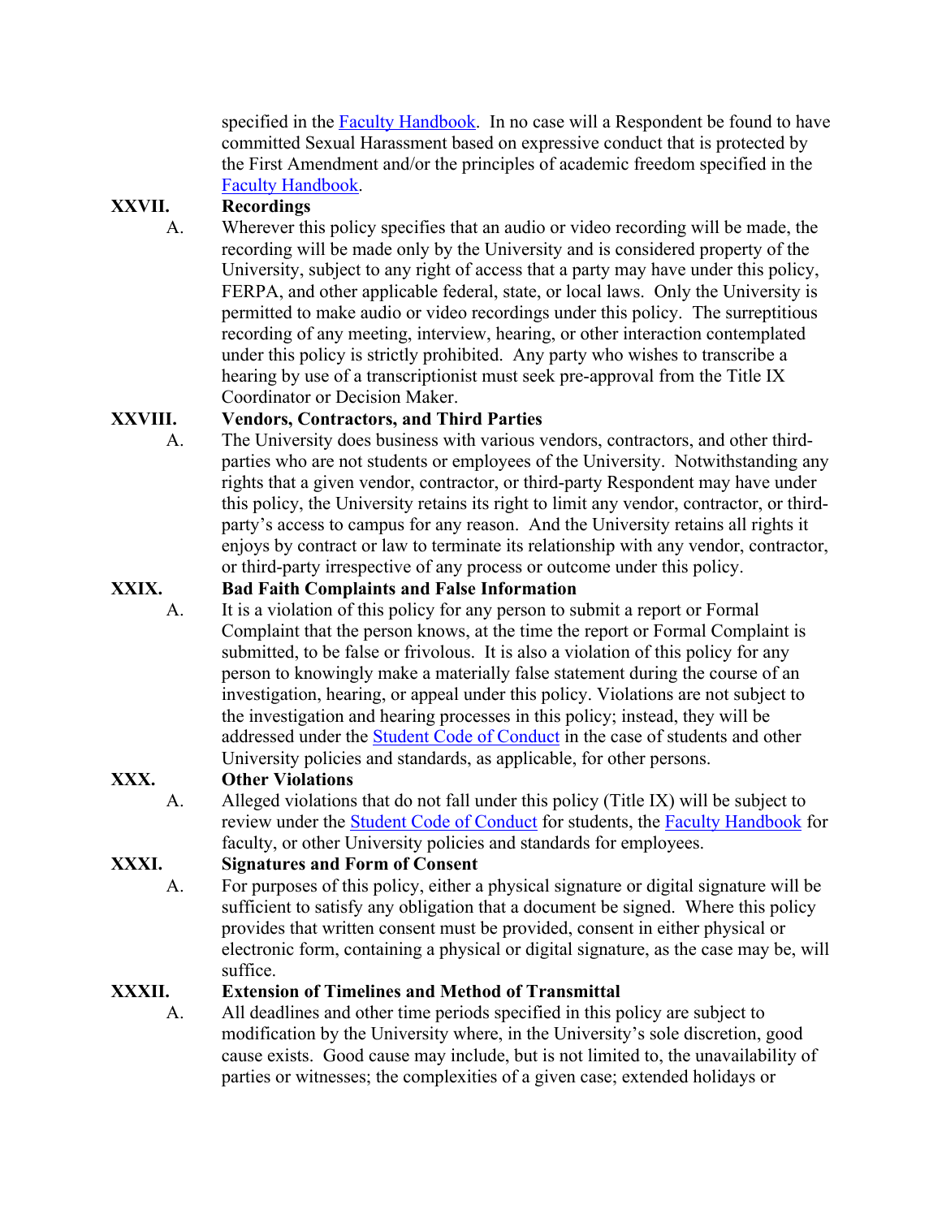specified in the Faculty Handbook. In no case will a Respondent be found to have committed Sexual Harassment based on expressive conduct that is protected by the First Amendment and/or the principles of academic freedom specified in the Faculty Handbook.

## XXVII. Recordings

A. Wherever this policy specifies that an audio or video recording will be made, the recording will be made only by the University and is considered property of the University, subject to any right of access that a party may have under this policy, FERPA, and other applicable federal, state, or local laws. Only the University is permitted to make audio or video recordings under this policy. The surreptitious recording of any meeting, interview, hearing, or other interaction contemplated under this policy is strictly prohibited. Any party who wishes to transcribe a hearing by use of a transcriptionist must seek pre-approval from the Title IX Coordinator or Decision Maker.

## XXVIII. Vendors, Contractors, and Third Parties

A. The University does business with various vendors, contractors, and other third-parties who are not students or employees of the University. Notwithstanding any rights that a given vendor, contractor, or third-party Respondent may have under this policy, the University retains its right to limit any vendor, contractor, or third-party's access to campus for any reason. And the University retains all rights it enjoys by contract or law to terminate its relationship with any vendor, contractor, or third-party irrespective of any process or outcome under this policy.

## XXIX. Bad Faith Complaints and False Information

A. It is a violation of this policy for any person to submit a report or Formal Complaint that the person knows, at the time the report or Formal Complaint is submitted, to be false or frivolous. It is also a violation of this policy for any person to knowingly make a materially false statement during the course of an investigation, hearing, or appeal under this policy. Violations are not subject to the investigation and hearing processes in this policy; instead, they will be addressed under the Student Code of Conduct in the case of students and other University policies and standards, as applicable, for other persons.

## XXX. Other Violations

A. Alleged violations that do not fall under this policy (Title IX) will be subject to review under the Student Code of Conduct for students, the Faculty Handbook for faculty, or other University policies and standards for employees.

## XXXI. Signatures and Form of Consent

A. For purposes of this policy, either a physical signature or digital signature will be sufficient to satisfy any obligation that a document be signed. Where this policy provides that written consent must be provided, consent in either physical or electronic form, containing a physical or digital signature, as the case may be, will suffice.

## XXXII. Extension of Timelines and Method of Transmittal

A. All deadlines and other time periods specified in this policy are subject to modification by the University where, in the University's sole discretion, good cause exists. Good cause may include, but is not limited to, the unavailability of parties or witnesses; the complexities of a given case; extended holidays or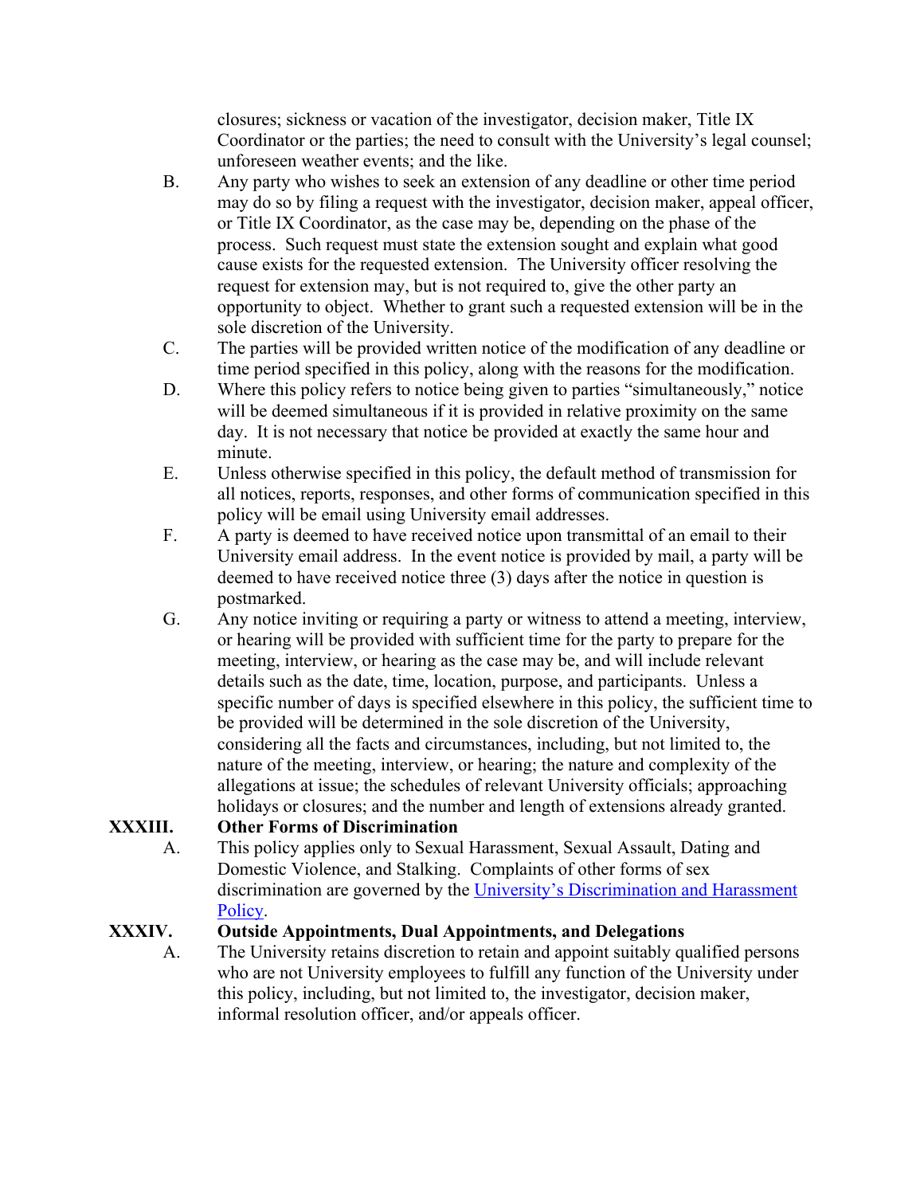closures; sickness or vacation of the investigator, decision maker, Title IX Coordinator or the parties; the need to consult with the University's legal counsel; unforeseen weather events; and the like.

B. Any party who wishes to seek an extension of any deadline or other time period may do so by filing a request with the investigator, decision maker, appeal officer, or Title IX Coordinator, as the case may be, depending on the phase of the process. Such request must state the extension sought and explain what good cause exists for the requested extension. The University officer resolving the request for extension may, but is not required to, give the other party an opportunity to object. Whether to grant such a requested extension will be in the sole discretion of the University.

C. The parties will be provided written notice of the modification of any deadline or time period specified in this policy, along with the reasons for the modification.

D. Where this policy refers to notice being given to parties "simultaneously," notice will be deemed simultaneous if it is provided in relative proximity on the same day. It is not necessary that notice be provided at exactly the same hour and minute.

E. Unless otherwise specified in this policy, the default method of transmission for all notices, reports, responses, and other forms of communication specified in this policy will be email using University email addresses.

F. A party is deemed to have received notice upon transmittal of an email to their University email address. In the event notice is provided by mail, a party will be deemed to have received notice three (3) days after the notice in question is postmarked.

G. Any notice inviting or requiring a party or witness to attend a meeting, interview, or hearing will be provided with sufficient time for the party to prepare for the meeting, interview, or hearing as the case may be, and will include relevant details such as the date, time, location, purpose, and participants. Unless a specific number of days is specified elsewhere in this policy, the sufficient time to be provided will be determined in the sole discretion of the University, considering all the facts and circumstances, including, but not limited to, the nature of the meeting, interview, or hearing; the nature and complexity of the allegations at issue; the schedules of relevant University officials; approaching holidays or closures; and the number and length of extensions already granted.

## XXXIII. Other Forms of Discrimination

A. This policy applies only to Sexual Harassment, Sexual Assault, Dating and Domestic Violence, and Stalking. Complaints of other forms of sex discrimination are governed by the University's Discrimination and Harassment Policy.

## XXXIV. Outside Appointments, Dual Appointments, and Delegations

A. The University retains discretion to retain and appoint suitably qualified persons who are not University employees to fulfill any function of the University under this policy, including, but not limited to, the investigator, decision maker, informal resolution officer, and/or appeals officer.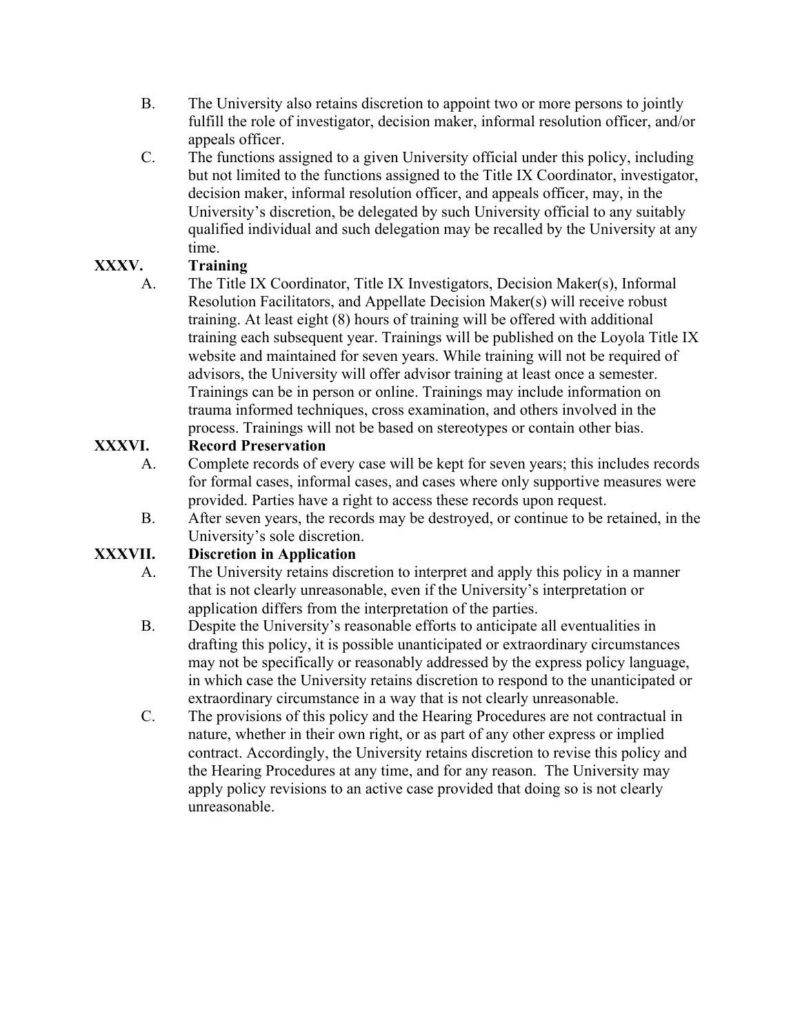B. The University also retains discretion to appoint two or more persons to jointly fulfill the role of investigator, decision maker, informal resolution officer, and/or appeals officer.

C. The functions assigned to a given University official under this policy, including but not limited to the functions assigned to the Title IX Coordinator, investigator, decision maker, informal resolution officer, and appeals officer, may, in the University's discretion, be delegated by such University official to any suitably qualified individual and such delegation may be recalled by the University at any time.

## XXXV. Training

A. The Title IX Coordinator, Title IX Investigators, Decision Maker(s), Informal Resolution Facilitators, and Appellate Decision Maker(s) will receive robust training. At least eight (8) hours of training will be offered with additional training each subsequent year. Trainings will be published on the Loyola Title IX website and maintained for seven years. While training will not be required of advisors, the University will offer advisor training at least once a semester. Trainings can be in person or online. Trainings may include information on trauma informed techniques, cross examination, and others involved in the process. Trainings will not be based on stereotypes or contain other bias.

## XXXVI. Record Preservation

A. Complete records of every case will be kept for seven years; this includes records for formal cases, informal cases, and cases where only supportive measures were provided. Parties have a right to access these records upon request.

B. After seven years, the records may be destroyed, or continue to be retained, in the University's sole discretion.

## XXXVII. Discretion in Application

A. The University retains discretion to interpret and apply this policy in a manner that is not clearly unreasonable, even if the University's interpretation or application differs from the interpretation of the parties.

B. Despite the University's reasonable efforts to anticipate all eventualities in drafting this policy, it is possible unanticipated or extraordinary circumstances may not be specifically or reasonably addressed by the express policy language, in which case the University retains discretion to respond to the unanticipated or extraordinary circumstance in a way that is not clearly unreasonable.

C. The provisions of this policy and the Hearing Procedures are not contractual in nature, whether in their own right, or as part of any other express or implied contract. Accordingly, the University retains discretion to revise this policy and the Hearing Procedures at any time, and for any reason. The University may apply policy revisions to an active case provided that doing so is not clearly unreasonable.